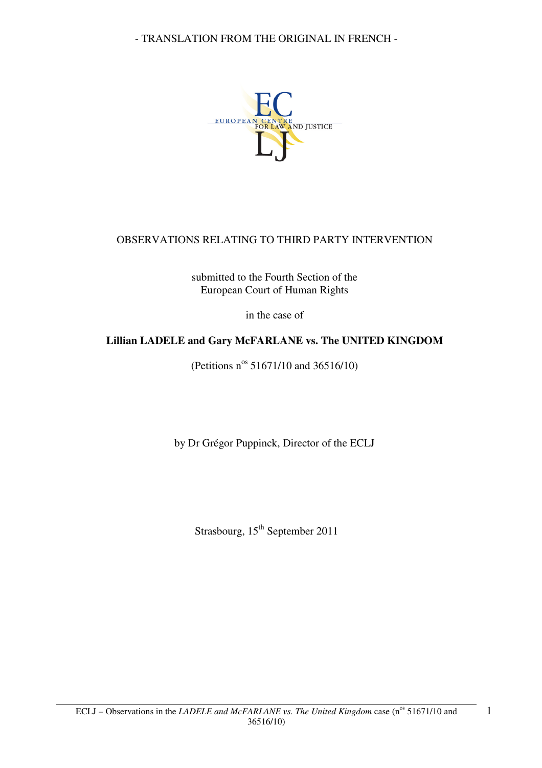- TRANSLATION FROM THE ORIGINAL IN FRENCH -

EUROPEAN CENTRE FOR LAW AND JUSTICE

# OBSERVATIONS RELATING TO THIRD PARTY INTERVENTION

submitted to the Fourth Section of the
European Court of Human Rights

in the case of

**Lillian LADELE and Gary McFARLANE vs. The UNITED KINGDOM**

(Petitions n[os] 51671/10 and 36516/10)

by Dr Grégor Puppinck, Director of the ECLJ

Strasbourg, 15[th] September 2011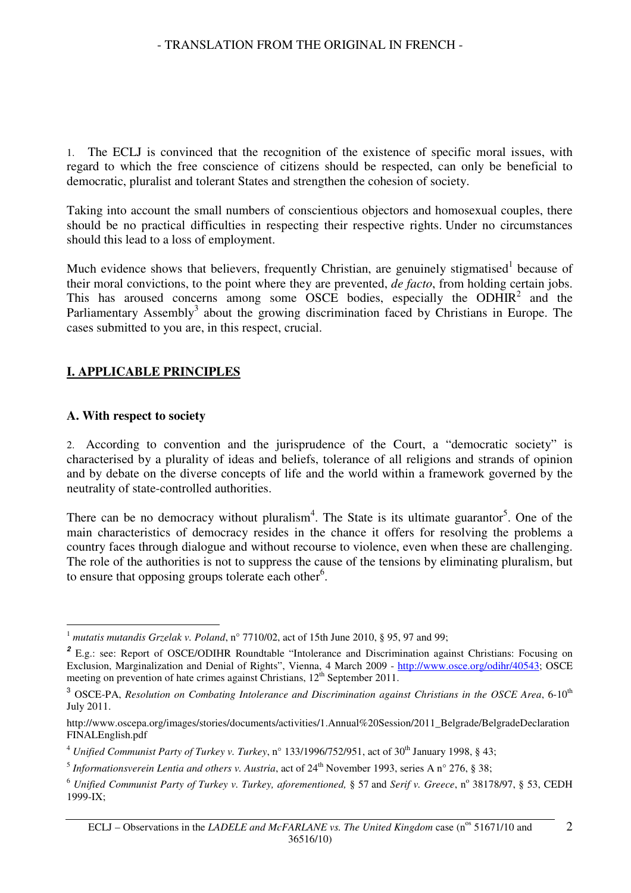- TRANSLATION FROM THE ORIGINAL IN FRENCH -

1. The ECLJ is convinced that the recognition of the existence of specific moral issues, with regard to which the free conscience of citizens should be respected, can only be beneficial to democratic, pluralist and tolerant States and strengthen the cohesion of society.

Taking into account the small numbers of conscientious objectors and homosexual couples, there should be no practical difficulties in respecting their respective rights. Under no circumstances should this lead to a loss of employment.

Much evidence shows that believers, frequently Christian, are genuinely stigmatised[1] because of their moral convictions, to the point where they are prevented, *de facto*, from holding certain jobs. This has aroused concerns among some OSCE bodies, especially the ODHIR[2] and the Parliamentary Assembly[3] about the growing discrimination faced by Christians in Europe. The cases submitted to you are, in this respect, crucial.

## I. APPLICABLE PRINCIPLES

### A. With respect to society

2. According to convention and the jurisprudence of the Court, a "democratic society" is characterised by a plurality of ideas and beliefs, tolerance of all religions and strands of opinion and by debate on the diverse concepts of life and the world within a framework governed by the neutrality of state-controlled authorities.

There can be no democracy without pluralism[4]. The State is its ultimate guarantor[5]. One of the main characteristics of democracy resides in the chance it offers for resolving the problems a country faces through dialogue and without recourse to violence, even when these are challenging. The role of the authorities is not to suppress the cause of the tensions by eliminating pluralism, but to ensure that opposing groups tolerate each other[6].

---

[1] *mutatis mutandis Grzelak v. Poland*, n° 7710/02, act of 15th June 2010, § 95, 97 and 99;

[2] E.g.: see: Report of OSCE/ODIHR Roundtable "Intolerance and Discrimination against Christians: Focusing on Exclusion, Marginalization and Denial of Rights", Vienna, 4 March 2009 - http://www.osce.org/odihr/40543; OSCE meeting on prevention of hate crimes against Christians, 12th September 2011.

[3] OSCE-PA, *Resolution on Combating Intolerance and Discrimination against Christians in the OSCE Area*, 6-10th July 2011.

http://www.oscepa.org/images/stories/documents/activities/1.Annual%20Session/2011_Belgrade/BelgradeDeclaration FINALEnglish.pdf

[4] *Unified Communist Party of Turkey v. Turkey*, n° 133/1996/752/951, act of 30th January 1998, § 43;

[5] *Informationsverein Lentia and others v. Austria*, act of 24th November 1993, series A n° 276, § 38;

[6] *Unified Communist Party of Turkey v. Turkey, aforementioned,* § 57 and *Serif v. Greece*, n° 38178/97, § 53, CEDH 1999-IX;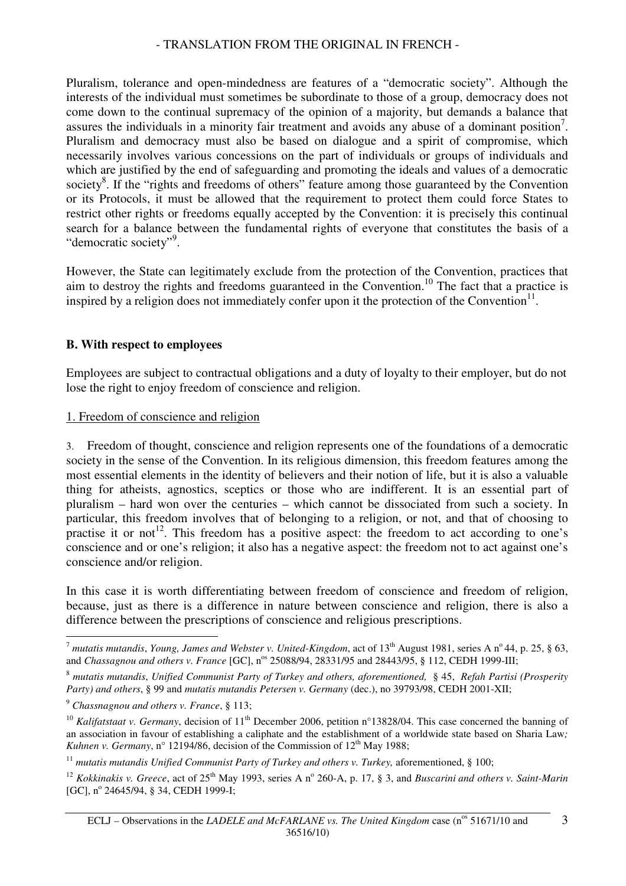Pluralism, tolerance and open-mindedness are features of a “democratic society”. Although the interests of the individual must sometimes be subordinate to those of a group, democracy does not come down to the continual supremacy of the opinion of a majority, but demands a balance that assures the individuals in a minority fair treatment and avoids any abuse of a dominant position[7]. Pluralism and democracy must also be based on dialogue and a spirit of compromise, which necessarily involves various concessions on the part of individuals or groups of individuals and which are justified by the end of safeguarding and promoting the ideals and values of a democratic society[8]. If the “rights and freedoms of others” feature among those guaranteed by the Convention or its Protocols, it must be allowed that the requirement to protect them could force States to restrict other rights or freedoms equally accepted by the Convention: it is precisely this continual search for a balance between the fundamental rights of everyone that constitutes the basis of a “democratic society”[9].

However, the State can legitimately exclude from the protection of the Convention, practices that aim to destroy the rights and freedoms guaranteed in the Convention.[10] The fact that a practice is inspired by a religion does not immediately confer upon it the protection of the Convention[11].

**B. With respect to employees**

Employees are subject to contractual obligations and a duty of loyalty to their employer, but do not lose the right to enjoy freedom of conscience and religion.

1. Freedom of conscience and religion

3. Freedom of thought, conscience and religion represents one of the foundations of a democratic society in the sense of the Convention. In its religious dimension, this freedom features among the most essential elements in the identity of believers and their notion of life, but it is also a valuable thing for atheists, agnostics, sceptics or those who are indifferent. It is an essential part of pluralism – hard won over the centuries – which cannot be dissociated from such a society. In particular, this freedom involves that of belonging to a religion, or not, and that of choosing to practise it or not[12]. This freedom has a positive aspect: the freedom to act according to one’s conscience and or one’s religion; it also has a negative aspect: the freedom not to act against one’s conscience and/or religion.

In this case it is worth differentiating between freedom of conscience and freedom of religion, because, just as there is a difference in nature between conscience and religion, there is also a difference between the prescriptions of conscience and religious prescriptions.

---

[7] *mutatis mutandis*, *Young, James and Webster v. United-Kingdom*, act of 13th August 1981, series A nº 44, p. 25, § 63, and *Chassagnou and others v. France* [GC], nºs 25088/94, 28331/95 and 28443/95, § 112, CEDH 1999-III;

[8] *mutatis mutandis*, *Unified Communist Party of Turkey and others, aforementioned,* § 45, *Refah Partisi (Prosperity Party) and others*, § 99 and *mutatis mutandis Petersen v. Germany* (dec.), no 39793/98, CEDH 2001-XII;

[9] *Chassnagnou and others v. France*, § 113;

[10] *Kalifatstaat v. Germany*, decision of 11th December 2006, petition n°13828/04. This case concerned the banning of an association in favour of establishing a caliphate and the establishment of a worldwide state based on Sharia Law*; Kuhnen v. Germany*, n° 12194/86, decision of the Commission of 12th May 1988;

[11] *mutatis mutandis Unified Communist Party of Turkey and others v. Turkey,* aforementioned, § 100;

[12] *Kokkinakis v. Greece*, act of 25th May 1993, series A nº 260-A, p. 17, § 3, and *Buscarini and others v. Saint-Marin* [GC], nº 24645/94, § 34, CEDH 1999-I;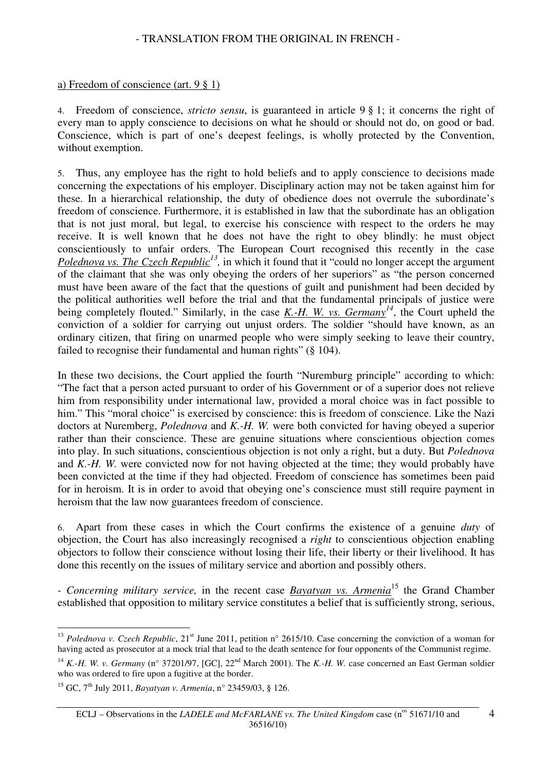- TRANSLATION FROM THE ORIGINAL IN FRENCH -

a) Freedom of conscience (art. 9 § 1)

4. Freedom of conscience, *stricto sensu*, is guaranteed in article 9 § 1; it concerns the right of every man to apply conscience to decisions on what he should or should not do, on good or bad. Conscience, which is part of one's deepest feelings, is wholly protected by the Convention, without exemption.

5. Thus, any employee has the right to hold beliefs and to apply conscience to decisions made concerning the expectations of his employer. Disciplinary action may not be taken against him for these. In a hierarchical relationship, the duty of obedience does not overrule the subordinate's freedom of conscience. Furthermore, it is established in law that the subordinate has an obligation that is not just moral, but legal, to exercise his conscience with respect to the orders he may receive. It is well known that he does not have the right to obey blindly: he must object conscientiously to unfair orders. The European Court recognised this recently in the case *Polednova vs. The Czech Republic*[13], in which it found that it "could no longer accept the argument of the claimant that she was only obeying the orders of her superiors" as "the person concerned must have been aware of the fact that the questions of guilt and punishment had been decided by the political authorities well before the trial and that the fundamental principals of justice were being completely flouted." Similarly, in the case *K.-H. W. vs. Germany*[14], the Court upheld the conviction of a soldier for carrying out unjust orders. The soldier "should have known, as an ordinary citizen, that firing on unarmed people who were simply seeking to leave their country, failed to recognise their fundamental and human rights" (§ 104).

In these two decisions, the Court applied the fourth "Nuremburg principle" according to which: "The fact that a person acted pursuant to order of his Government or of a superior does not relieve him from responsibility under international law, provided a moral choice was in fact possible to him." This "moral choice" is exercised by conscience: this is freedom of conscience. Like the Nazi doctors at Nuremberg, *Polednova* and *K.-H. W.* were both convicted for having obeyed a superior rather than their conscience. These are genuine situations where conscientious objection comes into play. In such situations, conscientious objection is not only a right, but a duty. But *Polednova* and *K.-H. W.* were convicted now for not having objected at the time; they would probably have been convicted at the time if they had objected. Freedom of conscience has sometimes been paid for in heroism. It is in order to avoid that obeying one's conscience must still require payment in heroism that the law now guarantees freedom of conscience.

6. Apart from these cases in which the Court confirms the existence of a genuine *duty* of objection, the Court has also increasingly recognised a *right* to conscientious objection enabling objectors to follow their conscience without losing their life, their liberty or their livelihood. It has done this recently on the issues of military service and abortion and possibly others.

- *Concerning military service,* in the recent case *Bayatyan vs. Armenia*[15] the Grand Chamber established that opposition to military service constitutes a belief that is sufficiently strong, serious,

[13] *Polednova v. Czech Republic*, 21st June 2011, petition n° 2615/10. Case concerning the conviction of a woman for having acted as prosecutor at a mock trial that lead to the death sentence for four opponents of the Communist regime.

[14] *K.-H. W. v. Germany* (n° 37201/97, [GC], 22nd March 2001). The *K.-H. W.* case concerned an East German soldier who was ordered to fire upon a fugitive at the border.

[15] GC, 7th July 2011, *Bayatyan v. Armenia*, n° 23459/03, § 126.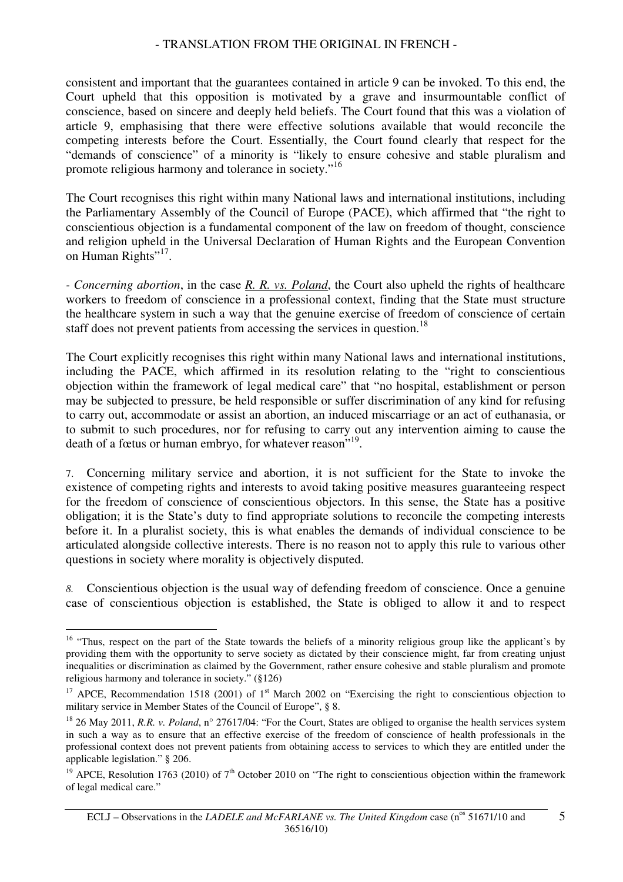consistent and important that the guarantees contained in article 9 can be invoked. To this end, the Court upheld that this opposition is motivated by a grave and insurmountable conflict of conscience, based on sincere and deeply held beliefs. The Court found that this was a violation of article 9, emphasising that there were effective solutions available that would reconcile the competing interests before the Court. Essentially, the Court found clearly that respect for the "demands of conscience" of a minority is "likely to ensure cohesive and stable pluralism and promote religious harmony and tolerance in society."[16]

The Court recognises this right within many National laws and international institutions, including the Parliamentary Assembly of the Council of Europe (PACE), which affirmed that "the right to conscientious objection is a fundamental component of the law on freedom of thought, conscience and religion upheld in the Universal Declaration of Human Rights and the European Convention on Human Rights"[17].

- *Concerning abortion*, in the case ***R. R. vs. Poland***, the Court also upheld the rights of healthcare workers to freedom of conscience in a professional context, finding that the State must structure the healthcare system in such a way that the genuine exercise of freedom of conscience of certain staff does not prevent patients from accessing the services in question.[18]

The Court explicitly recognises this right within many National laws and international institutions, including the PACE, which affirmed in its resolution relating to the "right to conscientious objection within the framework of legal medical care" that "no hospital, establishment or person may be subjected to pressure, be held responsible or suffer discrimination of any kind for refusing to carry out, accommodate or assist an abortion, an induced miscarriage or an act of euthanasia, or to submit to such procedures, nor for refusing to carry out any intervention aiming to cause the death of a fœtus or human embryo, for whatever reason"[19].

7. Concerning military service and abortion, it is not sufficient for the State to invoke the existence of competing rights and interests to avoid taking positive measures guaranteeing respect for the freedom of conscience of conscientious objectors. In this sense, the State has a positive obligation; it is the State's duty to find appropriate solutions to reconcile the competing interests before it. In a pluralist society, this is what enables the demands of individual conscience to be articulated alongside collective interests. There is no reason not to apply this rule to various other questions in society where morality is objectively disputed.

*8.* Conscientious objection is the usual way of defending freedom of conscience. Once a genuine case of conscientious objection is established, the State is obliged to allow it and to respect

---

[16] "Thus, respect on the part of the State towards the beliefs of a minority religious group like the applicant's by providing them with the opportunity to serve society as dictated by their conscience might, far from creating unjust inequalities or discrimination as claimed by the Government, rather ensure cohesive and stable pluralism and promote religious harmony and tolerance in society." (§126)

[17] APCE, Recommendation 1518 (2001) of 1st March 2002 on "Exercising the right to conscientious objection to military service in Member States of the Council of Europe", § 8.

[18] 26 May 2011, *R.R. v. Poland*, n° 27617/04: "For the Court, States are obliged to organise the health services system in such a way as to ensure that an effective exercise of the freedom of conscience of health professionals in the professional context does not prevent patients from obtaining access to services to which they are entitled under the applicable legislation." § 206.

[19] APCE, Resolution 1763 (2010) of 7th October 2010 on "The right to conscientious objection within the framework of legal medical care."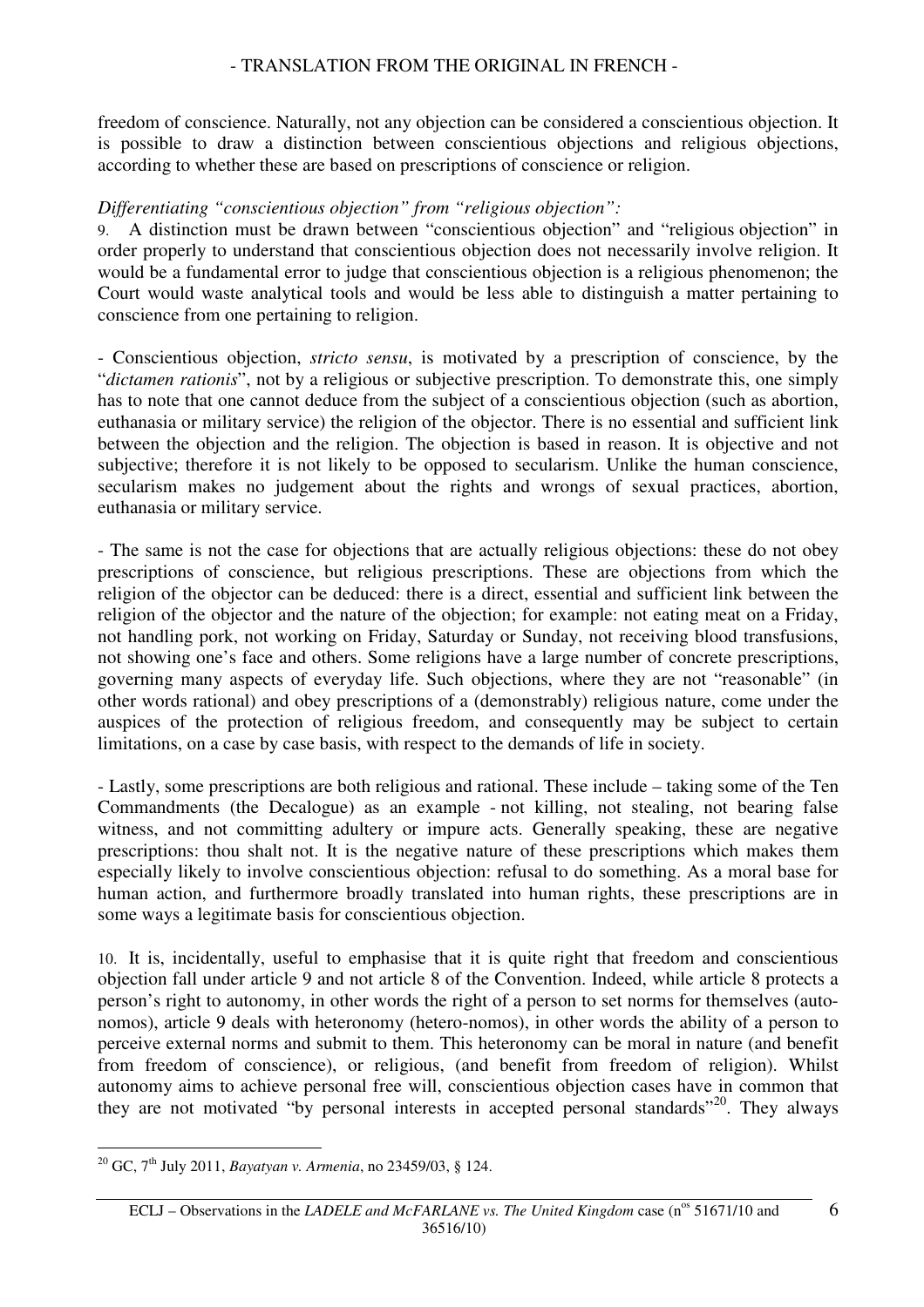freedom of conscience. Naturally, not any objection can be considered a conscientious objection. It is possible to draw a distinction between conscientious objections and religious objections, according to whether these are based on prescriptions of conscience or religion.

*Differentiating "conscientious objection" from "religious objection":*

9. A distinction must be drawn between "conscientious objection" and "religious objection" in order properly to understand that conscientious objection does not necessarily involve religion. It would be a fundamental error to judge that conscientious objection is a religious phenomenon; the Court would waste analytical tools and would be less able to distinguish a matter pertaining to conscience from one pertaining to religion.

- Conscientious objection, *stricto sensu*, is motivated by a prescription of conscience, by the "*dictamen rationis*", not by a religious or subjective prescription. To demonstrate this, one simply has to note that one cannot deduce from the subject of a conscientious objection (such as abortion, euthanasia or military service) the religion of the objector. There is no essential and sufficient link between the objection and the religion. The objection is based in reason. It is objective and not subjective; therefore it is not likely to be opposed to secularism. Unlike the human conscience, secularism makes no judgement about the rights and wrongs of sexual practices, abortion, euthanasia or military service.

- The same is not the case for objections that are actually religious objections: these do not obey prescriptions of conscience, but religious prescriptions. These are objections from which the religion of the objector can be deduced: there is a direct, essential and sufficient link between the religion of the objector and the nature of the objection; for example: not eating meat on a Friday, not handling pork, not working on Friday, Saturday or Sunday, not receiving blood transfusions, not showing one's face and others. Some religions have a large number of concrete prescriptions, governing many aspects of everyday life. Such objections, where they are not "reasonable" (in other words rational) and obey prescriptions of a (demonstrably) religious nature, come under the auspices of the protection of religious freedom, and consequently may be subject to certain limitations, on a case by case basis, with respect to the demands of life in society.

- Lastly, some prescriptions are both religious and rational. These include – taking some of the Ten Commandments (the Decalogue) as an example - not killing, not stealing, not bearing false witness, and not committing adultery or impure acts. Generally speaking, these are negative prescriptions: thou shalt not. It is the negative nature of these prescriptions which makes them especially likely to involve conscientious objection: refusal to do something. As a moral base for human action, and furthermore broadly translated into human rights, these prescriptions are in some ways a legitimate basis for conscientious objection.

10. It is, incidentally, useful to emphasise that it is quite right that freedom and conscientious objection fall under article 9 and not article 8 of the Convention. Indeed, while article 8 protects a person's right to autonomy, in other words the right of a person to set norms for themselves (auto-nomos), article 9 deals with heteronomy (hetero-nomos), in other words the ability of a person to perceive external norms and submit to them. This heteronomy can be moral in nature (and benefit from freedom of conscience), or religious, (and benefit from freedom of religion). Whilst autonomy aims to achieve personal free will, conscientious objection cases have in common that they are not motivated "by personal interests in accepted personal standards"[20]. They always

[20] GC, 7th July 2011, *Bayatyan v. Armenia*, no 23459/03, § 124.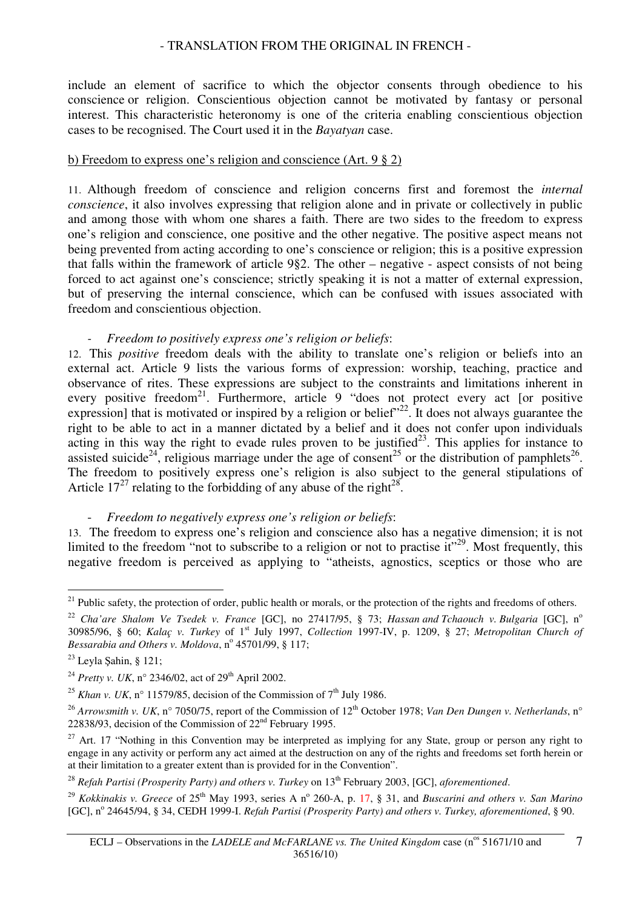include an element of sacrifice to which the objector consents through obedience to his conscience or religion. Conscientious objection cannot be motivated by fantasy or personal interest. This characteristic heteronomy is one of the criteria enabling conscientious objection cases to be recognised. The Court used it in the *Bayatyan* case.

b) Freedom to express one's religion and conscience (Art. 9 § 2)

11. Although freedom of conscience and religion concerns first and foremost the *internal conscience*, it also involves expressing that religion alone and in private or collectively in public and among those with whom one shares a faith. There are two sides to the freedom to express one's religion and conscience, one positive and the other negative. The positive aspect means not being prevented from acting according to one's conscience or religion; this is a positive expression that falls within the framework of article 9§2. The other – negative - aspect consists of not being forced to act against one's conscience; strictly speaking it is not a matter of external expression, but of preserving the internal conscience, which can be confused with issues associated with freedom and conscientious objection.

- *Freedom to positively express one's religion or beliefs*:

12. This *positive* freedom deals with the ability to translate one's religion or beliefs into an external act. Article 9 lists the various forms of expression: worship, teaching, practice and observance of rites. These expressions are subject to the constraints and limitations inherent in every positive freedom[21]. Furthermore, article 9 "does not protect every act [or positive expression] that is motivated or inspired by a religion or belief"[22]. It does not always guarantee the right to be able to act in a manner dictated by a belief and it does not confer upon individuals acting in this way the right to evade rules proven to be justified[23]. This applies for instance to assisted suicide[24], religious marriage under the age of consent[25] or the distribution of pamphlets[26]. The freedom to positively express one's religion is also subject to the general stipulations of Article 17[27] relating to the forbidding of any abuse of the right[28].

- *Freedom to negatively express one's religion or beliefs*:

13. The freedom to express one's religion and conscience also has a negative dimension; it is not limited to the freedom "not to subscribe to a religion or not to practise it"[29]. Most frequently, this negative freedom is perceived as applying to "atheists, agnostics, sceptics or those who are

---

[21] Public safety, the protection of order, public health or morals, or the protection of the rights and freedoms of others.

[22] *Cha'are Shalom Ve Tsedek v. France* [GC], no 27417/95, § 73; *Hassan and Tchaouch v. Bulgaria* [GC], n° 30985/96, § 60; *Kalaç v. Turkey* of 1st July 1997, *Collection* 1997-IV, p. 1209, § 27; *Metropolitan Church of Bessarabia and Others v. Moldova*, n° 45701/99, § 117;

[23] Leyla Şahin, § 121;

[24] *Pretty v. UK*, n° 2346/02, act of 29th April 2002.

[25] *Khan v. UK*, n° 11579/85, decision of the Commission of 7th July 1986.

[26] *Arrowsmith v. UK*, n° 7050/75, report of the Commission of 12th October 1978; *Van Den Dungen v. Netherlands*, n° 22838/93, decision of the Commission of 22nd February 1995.

[27] Art. 17 "Nothing in this Convention may be interpreted as implying for any State, group or person any right to engage in any activity or perform any act aimed at the destruction on any of the rights and freedoms set forth herein or at their limitation to a greater extent than is provided for in the Convention".

[28] *Refah Partisi (Prosperity Party) and others v. Turkey* on 13th February 2003, [GC], *aforementioned*.

[29] *Kokkinakis v. Greece* of 25th May 1993, series A n° 260-A, p. 17, § 31, and *Buscarini and others v. San Marino* [GC], n° 24645/94, § 34, CEDH 1999-I. *Refah Partisi (Prosperity Party) and others v. Turkey, aforementioned*, § 90.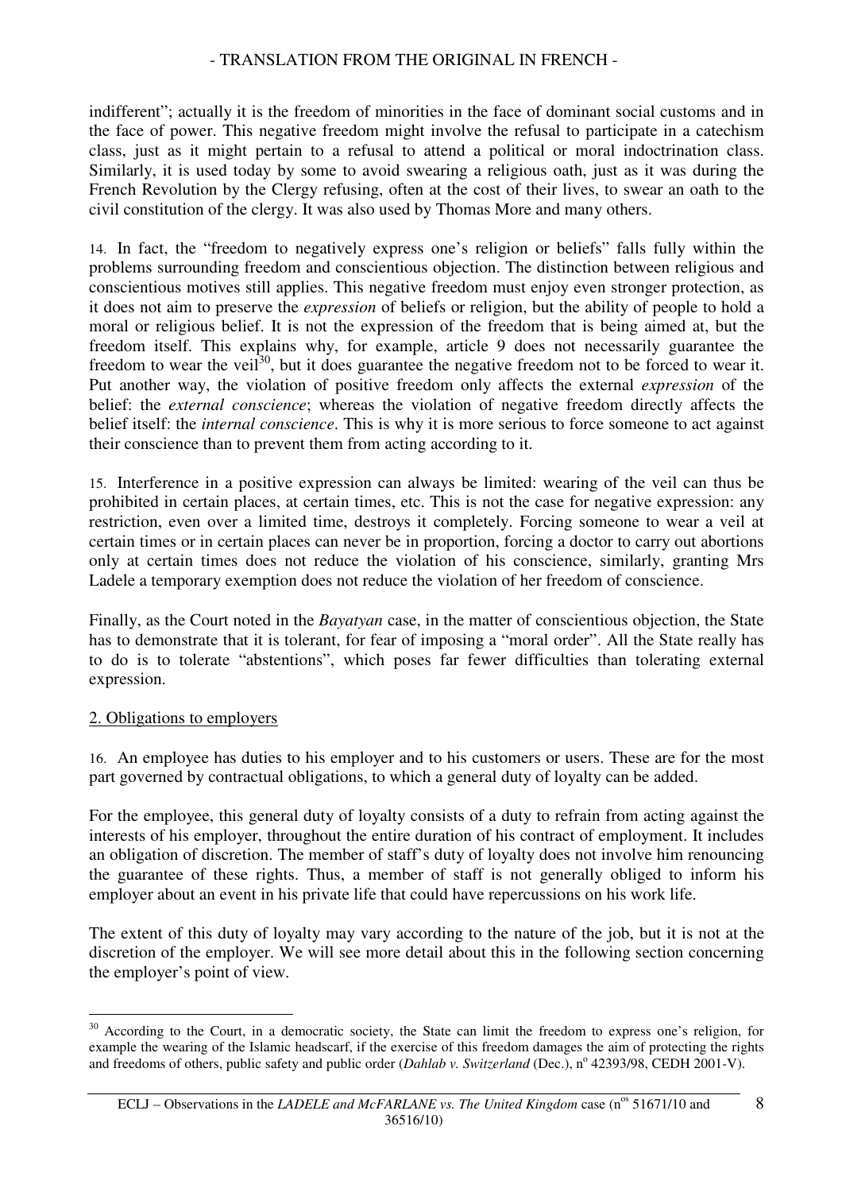indifferent"; actually it is the freedom of minorities in the face of dominant social customs and in the face of power. This negative freedom might involve the refusal to participate in a catechism class, just as it might pertain to a refusal to attend a political or moral indoctrination class. Similarly, it is used today by some to avoid swearing a religious oath, just as it was during the French Revolution by the Clergy refusing, often at the cost of their lives, to swear an oath to the civil constitution of the clergy. It was also used by Thomas More and many others.

14. In fact, the "freedom to negatively express one's religion or beliefs" falls fully within the problems surrounding freedom and conscientious objection. The distinction between religious and conscientious motives still applies. This negative freedom must enjoy even stronger protection, as it does not aim to preserve the *expression* of beliefs or religion, but the ability of people to hold a moral or religious belief. It is not the expression of the freedom that is being aimed at, but the freedom itself. This explains why, for example, article 9 does not necessarily guarantee the freedom to wear the veil[30], but it does guarantee the negative freedom not to be forced to wear it. Put another way, the violation of positive freedom only affects the external *expression* of the belief: the *external conscience*; whereas the violation of negative freedom directly affects the belief itself: the *internal conscience*. This is why it is more serious to force someone to act against their conscience than to prevent them from acting according to it.

15. Interference in a positive expression can always be limited: wearing of the veil can thus be prohibited in certain places, at certain times, etc. This is not the case for negative expression: any restriction, even over a limited time, destroys it completely. Forcing someone to wear a veil at certain times or in certain places can never be in proportion, forcing a doctor to carry out abortions only at certain times does not reduce the violation of his conscience, similarly, granting Mrs Ladele a temporary exemption does not reduce the violation of her freedom of conscience.

Finally, as the Court noted in the *Bayatyan* case, in the matter of conscientious objection, the State has to demonstrate that it is tolerant, for fear of imposing a "moral order". All the State really has to do is to tolerate "abstentions", which poses far fewer difficulties than tolerating external expression.

## 2. Obligations to employers

16. An employee has duties to his employer and to his customers or users. These are for the most part governed by contractual obligations, to which a general duty of loyalty can be added.

For the employee, this general duty of loyalty consists of a duty to refrain from acting against the interests of his employer, throughout the entire duration of his contract of employment. It includes an obligation of discretion. The member of staff's duty of loyalty does not involve him renouncing the guarantee of these rights. Thus, a member of staff is not generally obliged to inform his employer about an event in his private life that could have repercussions on his work life.

The extent of this duty of loyalty may vary according to the nature of the job, but it is not at the discretion of the employer. We will see more detail about this in the following section concerning the employer's point of view.

---

[30] According to the Court, in a democratic society, the State can limit the freedom to express one's religion, for example the wearing of the Islamic headscarf, if the exercise of this freedom damages the aim of protecting the rights and freedoms of others, public safety and public order (*Dahlab v. Switzerland* (Dec.), nº 42393/98, CEDH 2001-V).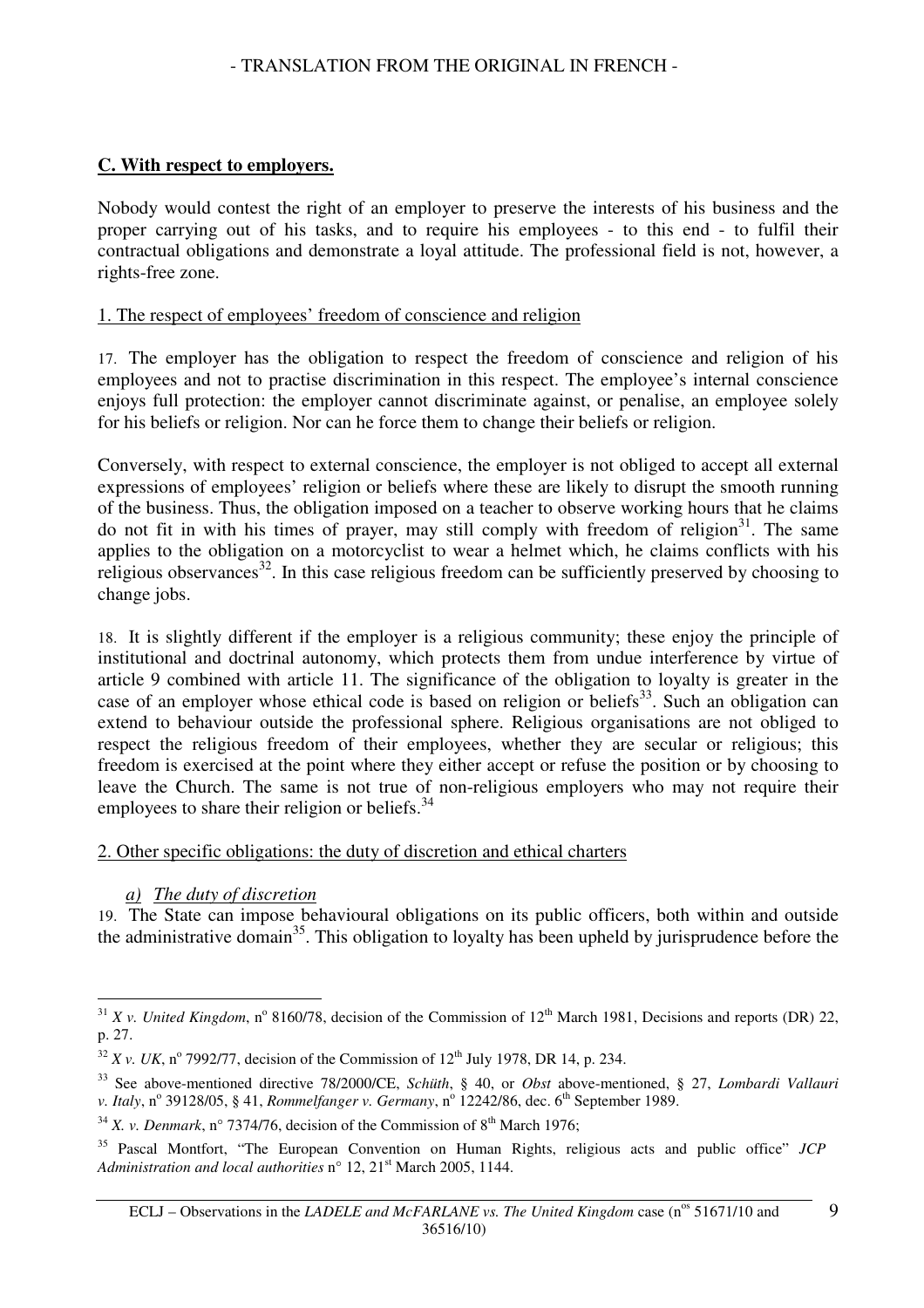- TRANSLATION FROM THE ORIGINAL IN FRENCH -

## C. With respect to employers.

Nobody would contest the right of an employer to preserve the interests of his business and the proper carrying out of his tasks, and to require his employees - to this end - to fulfil their contractual obligations and demonstrate a loyal attitude. The professional field is not, however, a rights-free zone.

### 1. The respect of employees' freedom of conscience and religion

17. The employer has the obligation to respect the freedom of conscience and religion of his employees and not to practise discrimination in this respect. The employee's internal conscience enjoys full protection: the employer cannot discriminate against, or penalise, an employee solely for his beliefs or religion. Nor can he force them to change their beliefs or religion.

Conversely, with respect to external conscience, the employer is not obliged to accept all external expressions of employees' religion or beliefs where these are likely to disrupt the smooth running of the business. Thus, the obligation imposed on a teacher to observe working hours that he claims do not fit in with his times of prayer, may still comply with freedom of religion[31]. The same applies to the obligation on a motorcyclist to wear a helmet which, he claims conflicts with his religious observances[32]. In this case religious freedom can be sufficiently preserved by choosing to change jobs.

18. It is slightly different if the employer is a religious community; these enjoy the principle of institutional and doctrinal autonomy, which protects them from undue interference by virtue of article 9 combined with article 11. The significance of the obligation to loyalty is greater in the case of an employer whose ethical code is based on religion or beliefs[33]. Such an obligation can extend to behaviour outside the professional sphere. Religious organisations are not obliged to respect the religious freedom of their employees, whether they are secular or religious; this freedom is exercised at the point where they either accept or refuse the position or by choosing to leave the Church. The same is not true of non-religious employers who may not require their employees to share their religion or beliefs.[34]

### 2. Other specific obligations: the duty of discretion and ethical charters

#### a) The duty of discretion

19. The State can impose behavioural obligations on its public officers, both within and outside the administrative domain[35]. This obligation to loyalty has been upheld by jurisprudence before the

---

[31] *X v. United Kingdom*, nº 8160/78, decision of the Commission of 12th March 1981, Decisions and reports (DR) 22, p. 27.

[32] *X v. UK*, nº 7992/77, decision of the Commission of 12th July 1978, DR 14, p. 234.

[33] See above-mentioned directive 78/2000/CE, *Schüth*, § 40, or *Obst* above-mentioned, § 27, *Lombardi Vallauri v. Italy*, nº 39128/05, § 41, *Rommelfanger v. Germany*, nº 12242/86, dec. 6th September 1989.

[34] *X. v. Denmark*, n° 7374/76, decision of the Commission of 8th March 1976;

[35] Pascal Montfort, "The European Convention on Human Rights, religious acts and public office" *JCP Administration and local authorities* n° 12, 21st March 2005, 1144.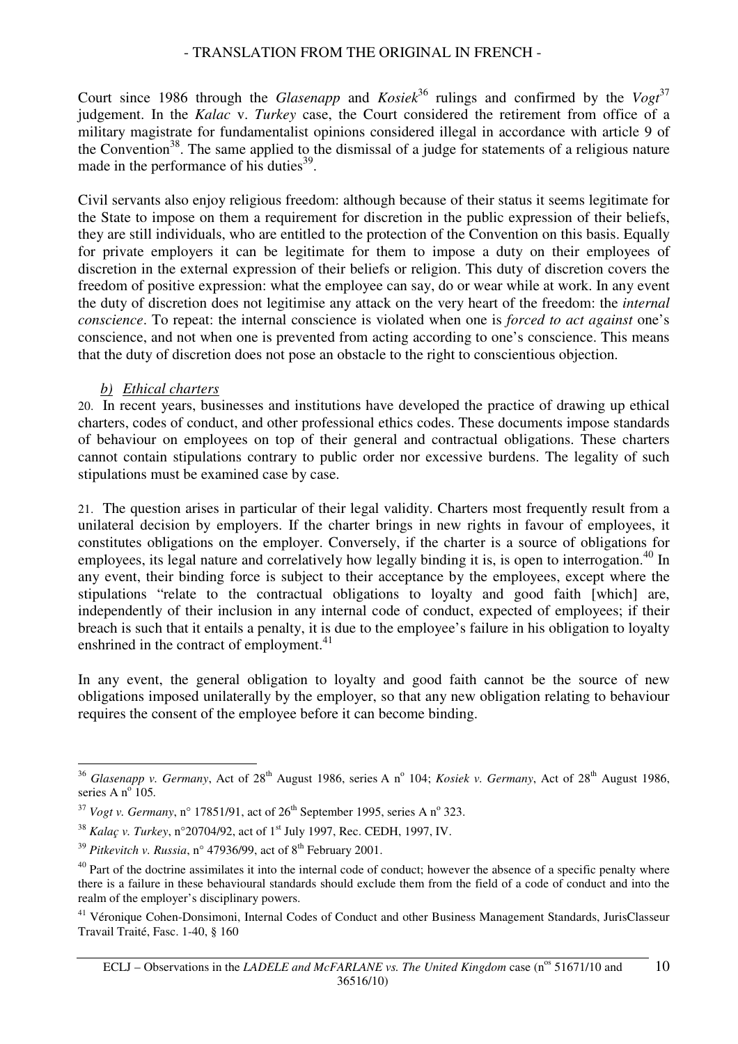Court since 1986 through the *Glasenapp* and *Kosiek*[36] rulings and confirmed by the *Vogt*[37] judgement. In the *Kalac* v. *Turkey* case, the Court considered the retirement from office of a military magistrate for fundamentalist opinions considered illegal in accordance with article 9 of the Convention[38]. The same applied to the dismissal of a judge for statements of a religious nature made in the performance of his duties[39].

Civil servants also enjoy religious freedom: although because of their status it seems legitimate for the State to impose on them a requirement for discretion in the public expression of their beliefs, they are still individuals, who are entitled to the protection of the Convention on this basis. Equally for private employers it can be legitimate for them to impose a duty on their employees of discretion in the external expression of their beliefs or religion. This duty of discretion covers the freedom of positive expression: what the employee can say, do or wear while at work. In any event the duty of discretion does not legitimise any attack on the very heart of the freedom: the *internal conscience*. To repeat: the internal conscience is violated when one is *forced to act against* one's conscience, and not when one is prevented from acting according to one's conscience. This means that the duty of discretion does not pose an obstacle to the right to conscientious objection.

*b) Ethical charters*

20. In recent years, businesses and institutions have developed the practice of drawing up ethical charters, codes of conduct, and other professional ethics codes. These documents impose standards of behaviour on employees on top of their general and contractual obligations. These charters cannot contain stipulations contrary to public order nor excessive burdens. The legality of such stipulations must be examined case by case.

21. The question arises in particular of their legal validity. Charters most frequently result from a unilateral decision by employers. If the charter brings in new rights in favour of employees, it constitutes obligations on the employer. Conversely, if the charter is a source of obligations for employees, its legal nature and correlatively how legally binding it is, is open to interrogation.[40] In any event, their binding force is subject to their acceptance by the employees, except where the stipulations "relate to the contractual obligations to loyalty and good faith [which] are, independently of their inclusion in any internal code of conduct, expected of employees; if their breach is such that it entails a penalty, it is due to the employee's failure in his obligation to loyalty enshrined in the contract of employment.[41]

In any event, the general obligation to loyalty and good faith cannot be the source of new obligations imposed unilaterally by the employer, so that any new obligation relating to behaviour requires the consent of the employee before it can become binding.

---

[36] *Glasenapp v. Germany*, Act of 28th August 1986, series A n° 104; *Kosiek v. Germany*, Act of 28th August 1986, series A n° 105.

[37] *Vogt v. Germany*, n° 17851/91, act of 26th September 1995, series A n° 323.

[38] *Kalaç v. Turkey*, n°20704/92, act of 1st July 1997, Rec. CEDH, 1997, IV.

[39] *Pitkevitch v. Russia*, n° 47936/99, act of 8th February 2001.

[40] Part of the doctrine assimilates it into the internal code of conduct; however the absence of a specific penalty where there is a failure in these behavioural standards should exclude them from the field of a code of conduct and into the realm of the employer's disciplinary powers.

[41] Véronique Cohen-Donsimoni, Internal Codes of Conduct and other Business Management Standards, JurisClasseur Travail Traité, Fasc. 1-40, § 160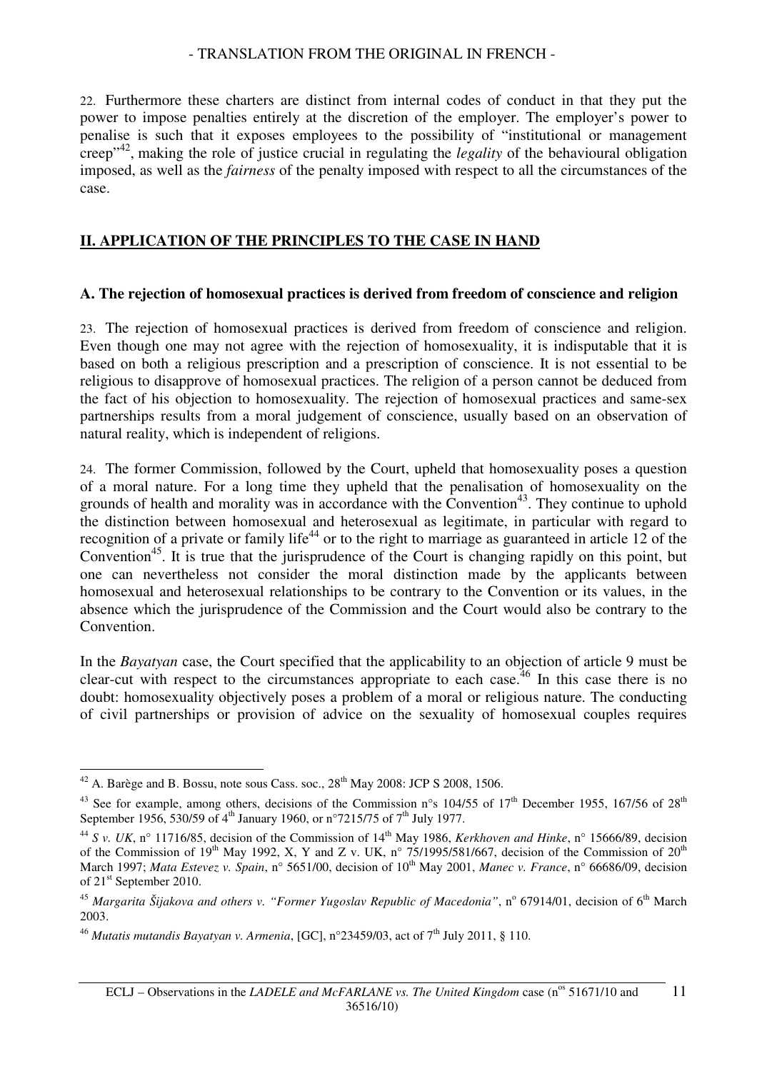22. Furthermore these charters are distinct from internal codes of conduct in that they put the power to impose penalties entirely at the discretion of the employer. The employer's power to penalise is such that it exposes employees to the possibility of "institutional or management creep"[42], making the role of justice crucial in regulating the *legality* of the behavioural obligation imposed, as well as the *fairness* of the penalty imposed with respect to all the circumstances of the case.

## II. APPLICATION OF THE PRINCIPLES TO THE CASE IN HAND

### A. The rejection of homosexual practices is derived from freedom of conscience and religion

23. The rejection of homosexual practices is derived from freedom of conscience and religion. Even though one may not agree with the rejection of homosexuality, it is indisputable that it is based on both a religious prescription and a prescription of conscience. It is not essential to be religious to disapprove of homosexual practices. The religion of a person cannot be deduced from the fact of his objection to homosexuality. The rejection of homosexual practices and same-sex partnerships results from a moral judgement of conscience, usually based on an observation of natural reality, which is independent of religions.

24. The former Commission, followed by the Court, upheld that homosexuality poses a question of a moral nature. For a long time they upheld that the penalisation of homosexuality on the grounds of health and morality was in accordance with the Convention[43]. They continue to uphold the distinction between homosexual and heterosexual as legitimate, in particular with regard to recognition of a private or family life[44] or to the right to marriage as guaranteed in article 12 of the Convention[45]. It is true that the jurisprudence of the Court is changing rapidly on this point, but one can nevertheless not consider the moral distinction made by the applicants between homosexual and heterosexual relationships to be contrary to the Convention or its values, in the absence which the jurisprudence of the Commission and the Court would also be contrary to the Convention.

In the *Bayatyan* case, the Court specified that the applicability to an objection of article 9 must be clear-cut with respect to the circumstances appropriate to each case.[46] In this case there is no doubt: homosexuality objectively poses a problem of a moral or religious nature. The conducting of civil partnerships or provision of advice on the sexuality of homosexual couples requires

---

[42] A. Barège and B. Bossu, note sous Cass. soc., 28th May 2008: JCP S 2008, 1506.

[43] See for example, among others, decisions of the Commission n°s 104/55 of 17th December 1955, 167/56 of 28th September 1956, 530/59 of 4th January 1960, or n°7215/75 of 7th July 1977.

[44] *S v. UK*, n° 11716/85, decision of the Commission of 14th May 1986, *Kerkhoven and Hinke*, n° 15666/89, decision of the Commission of 19th May 1992, X, Y and Z v. UK, n° 75/1995/581/667, decision of the Commission of 20th March 1997; *Mata Estevez v. Spain*, n° 5651/00, decision of 10th May 2001, *Manec v. France*, n° 66686/09, decision of 21st September 2010.

[45] *Margarita Šijakova and others v. "Former Yugoslav Republic of Macedonia"*, n° 67914/01, decision of 6th March 2003.

[46] *Mutatis mutandis Bayatyan v. Armenia*, [GC], n°23459/03, act of 7th July 2011, § 110.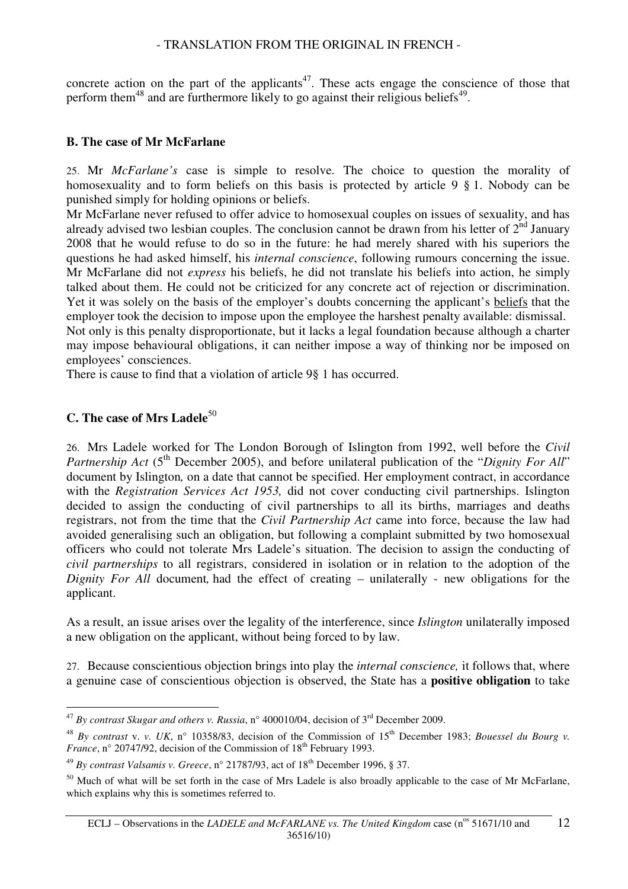concrete action on the part of the applicants[47]. These acts engage the conscience of those that perform them[48] and are furthermore likely to go against their religious beliefs[49].

### B. The case of Mr McFarlane

25. Mr *McFarlane's* case is simple to resolve. The choice to question the morality of homosexuality and to form beliefs on this basis is protected by article 9 § 1. Nobody can be punished simply for holding opinions or beliefs.

Mr McFarlane never refused to offer advice to homosexual couples on issues of sexuality, and has already advised two lesbian couples. The conclusion cannot be drawn from his letter of 2nd January 2008 that he would refuse to do so in the future: he had merely shared with his superiors the questions he had asked himself, his *internal conscience*, following rumours concerning the issue. Mr McFarlane did not *express* his beliefs, he did not translate his beliefs into action, he simply talked about them. He could not be criticized for any concrete act of rejection or discrimination. Yet it was solely on the basis of the employer's doubts concerning the applicant's beliefs that the employer took the decision to impose upon the employee the harshest penalty available: dismissal.

Not only is this penalty disproportionate, but it lacks a legal foundation because although a charter may impose behavioural obligations, it can neither impose a way of thinking nor be imposed on employees' consciences.

There is cause to find that a violation of article 9§ 1 has occurred.

### C. The case of Mrs Ladele[50]

26. Mrs Ladele worked for The London Borough of Islington from 1992, well before the *Civil Partnership Act* (5th December 2005), and before unilateral publication of the "*Dignity For All*" document by Islington*,* on a date that cannot be specified. Her employment contract, in accordance with the *Registration Services Act 1953,* did not cover conducting civil partnerships. Islington decided to assign the conducting of civil partnerships to all its births, marriages and deaths registrars, not from the time that the *Civil Partnership Act* came into force, because the law had avoided generalising such an obligation, but following a complaint submitted by two homosexual officers who could not tolerate Mrs Ladele's situation. The decision to assign the conducting of *civil partnerships* to all registrars, considered in isolation or in relation to the adoption of the *Dignity For All* document*,* had the effect of creating – unilaterally - new obligations for the applicant.

As a result, an issue arises over the legality of the interference, since *Islington* unilaterally imposed a new obligation on the applicant, without being forced to by law.

27. Because conscientious objection brings into play the *internal conscience,* it follows that, where a genuine case of conscientious objection is observed, the State has a **positive obligation** to take

---

[47] *By contrast Skugar and others v. Russia*, n° 400010/04, decision of 3rd December 2009.

[48] *By contrast* v. *v. UK*, n° 10358/83, decision of the Commission of 15th December 1983; *Bouessel du Bourg v. France*, n° 20747/92, decision of the Commission of 18th February 1993.

[49] *By contrast Valsamis v. Greece*, n° 21787/93, act of 18th December 1996, § 37.

[50] Much of what will be set forth in the case of Mrs Ladele is also broadly applicable to the case of Mr McFarlane, which explains why this is sometimes referred to.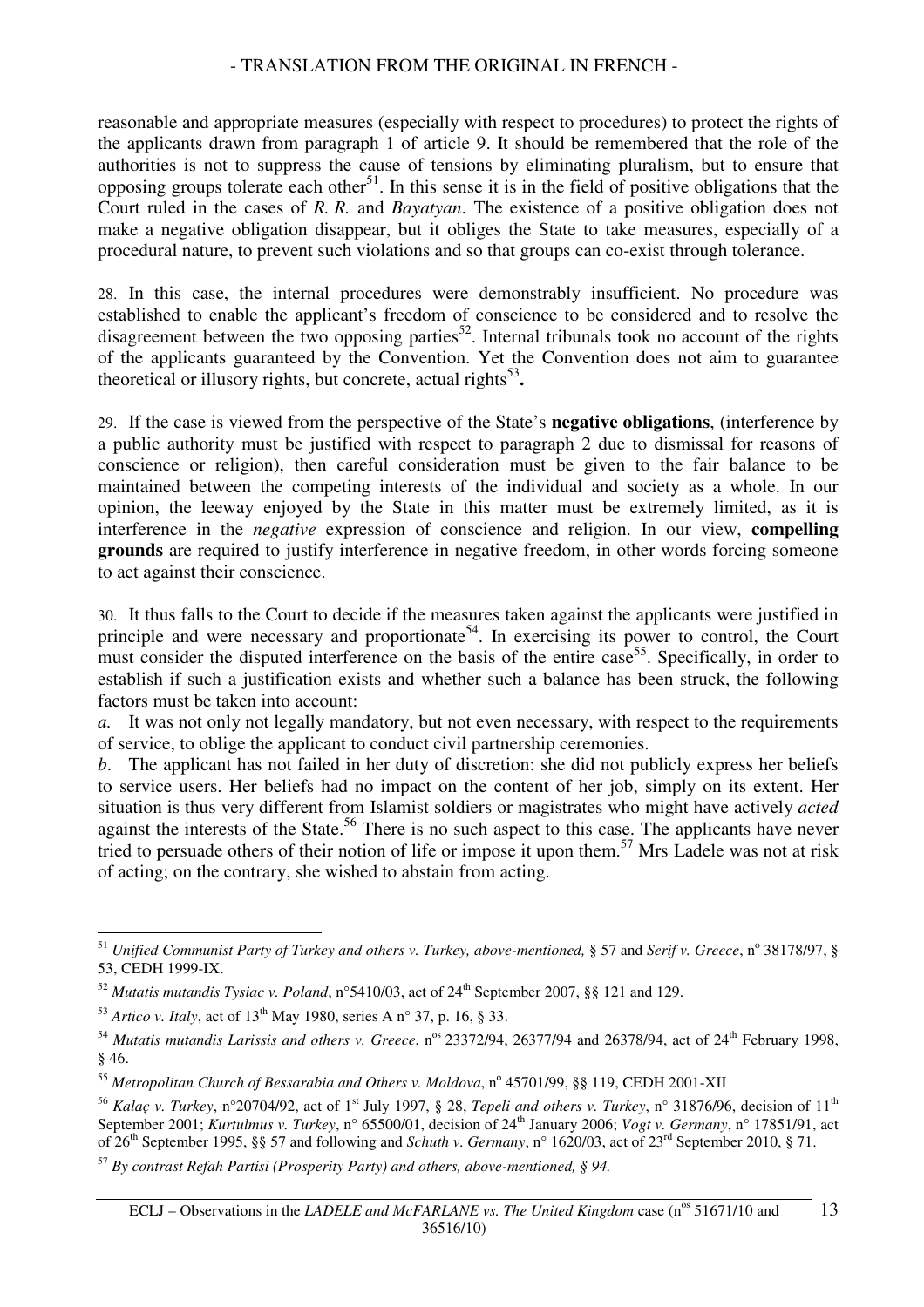reasonable and appropriate measures (especially with respect to procedures) to protect the rights of the applicants drawn from paragraph 1 of article 9. It should be remembered that the role of the authorities is not to suppress the cause of tensions by eliminating pluralism, but to ensure that opposing groups tolerate each other[51]. In this sense it is in the field of positive obligations that the Court ruled in the cases of *R. R.* and *Bayatyan*. The existence of a positive obligation does not make a negative obligation disappear, but it obliges the State to take measures, especially of a procedural nature, to prevent such violations and so that groups can co-exist through tolerance.

28. In this case, the internal procedures were demonstrably insufficient. No procedure was established to enable the applicant's freedom of conscience to be considered and to resolve the disagreement between the two opposing parties[52]. Internal tribunals took no account of the rights of the applicants guaranteed by the Convention. Yet the Convention does not aim to guarantee theoretical or illusory rights, but concrete, actual rights[53]**.**

29. If the case is viewed from the perspective of the State's **negative obligations**, (interference by a public authority must be justified with respect to paragraph 2 due to dismissal for reasons of conscience or religion), then careful consideration must be given to the fair balance to be maintained between the competing interests of the individual and society as a whole. In our opinion, the leeway enjoyed by the State in this matter must be extremely limited, as it is interference in the *negative* expression of conscience and religion. In our view, **compelling grounds** are required to justify interference in negative freedom, in other words forcing someone to act against their conscience.

30. It thus falls to the Court to decide if the measures taken against the applicants were justified in principle and were necessary and proportionate[54]. In exercising its power to control, the Court must consider the disputed interference on the basis of the entire case[55]. Specifically, in order to establish if such a justification exists and whether such a balance has been struck, the following factors must be taken into account:

*a.* It was not only not legally mandatory, but not even necessary, with respect to the requirements of service, to oblige the applicant to conduct civil partnership ceremonies.

*b*. The applicant has not failed in her duty of discretion: she did not publicly express her beliefs to service users. Her beliefs had no impact on the content of her job, simply on its extent. Her situation is thus very different from Islamist soldiers or magistrates who might have actively *acted* against the interests of the State.[56] There is no such aspect to this case. The applicants have never tried to persuade others of their notion of life or impose it upon them.[57] Mrs Ladele was not at risk of acting; on the contrary, she wished to abstain from acting.

---

[51] *Unified Communist Party of Turkey and others v. Turkey, above-mentioned,* § 57 and *Serif v. Greece*, n° 38178/97, § 53, CEDH 1999-IX.

[52] *Mutatis mutandis Tysiac v. Poland*, n°5410/03, act of 24th September 2007, §§ 121 and 129.

[53] *Artico v. Italy*, act of 13th May 1980, series A n° 37, p. 16, § 33.

[54] *Mutatis mutandis Larissis and others v. Greece*, nos 23372/94, 26377/94 and 26378/94, act of 24th February 1998, § 46.

[55] *Metropolitan Church of Bessarabia and Others v. Moldova*, n° 45701/99, §§ 119, CEDH 2001-XII

[56] *Kalaç v. Turkey*, n°20704/92, act of 1st July 1997, § 28, *Tepeli and others v. Turkey*, n° 31876/96, decision of 11th September 2001; *Kurtulmus v. Turkey*, n° 65500/01, decision of 24th January 2006; *Vogt v. Germany*, n° 17851/91, act of 26th September 1995, §§ 57 and following and *Schuth v. Germany*, n° 1620/03, act of 23rd September 2010, § 71.

[57] *By contrast Refah Partisi (Prosperity Party) and others, above-mentioned, § 94.*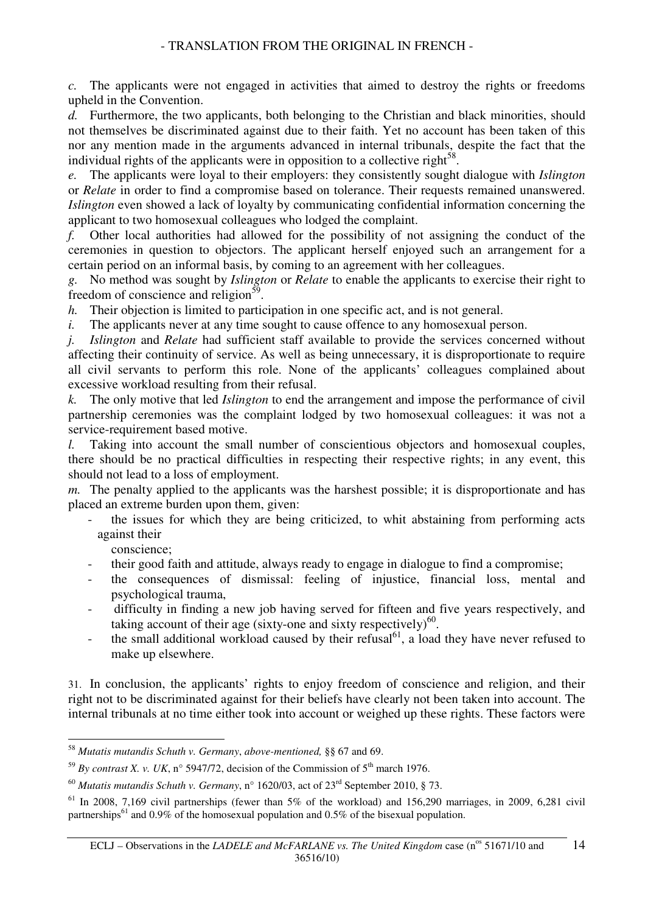*c.* The applicants were not engaged in activities that aimed to destroy the rights or freedoms upheld in the Convention.

*d.* Furthermore, the two applicants, both belonging to the Christian and black minorities, should not themselves be discriminated against due to their faith. Yet no account has been taken of this nor any mention made in the arguments advanced in internal tribunals, despite the fact that the individual rights of the applicants were in opposition to a collective right[58].

*e.* The applicants were loyal to their employers: they consistently sought dialogue with *Islington* or *Relate* in order to find a compromise based on tolerance. Their requests remained unanswered. *Islington* even showed a lack of loyalty by communicating confidential information concerning the applicant to two homosexual colleagues who lodged the complaint.

*f.* Other local authorities had allowed for the possibility of not assigning the conduct of the ceremonies in question to objectors. The applicant herself enjoyed such an arrangement for a certain period on an informal basis, by coming to an agreement with her colleagues.

*g.* No method was sought by *Islington* or *Relate* to enable the applicants to exercise their right to freedom of conscience and religion[59].

*h.* Their objection is limited to participation in one specific act, and is not general.

*i.* The applicants never at any time sought to cause offence to any homosexual person.

*j.* *Islington* and *Relate* had sufficient staff available to provide the services concerned without affecting their continuity of service. As well as being unnecessary, it is disproportionate to require all civil servants to perform this role. None of the applicants' colleagues complained about excessive workload resulting from their refusal.

*k.* The only motive that led *Islington* to end the arrangement and impose the performance of civil partnership ceremonies was the complaint lodged by two homosexual colleagues: it was not a service-requirement based motive.

*l.* Taking into account the small number of conscientious objectors and homosexual couples, there should be no practical difficulties in respecting their respective rights; in any event, this should not lead to a loss of employment.

*m.* The penalty applied to the applicants was the harshest possible; it is disproportionate and has placed an extreme burden upon them, given:

- the issues for which they are being criticized, to whit abstaining from performing acts against their conscience;
- their good faith and attitude, always ready to engage in dialogue to find a compromise;
- the consequences of dismissal: feeling of injustice, financial loss, mental and psychological trauma,
- difficulty in finding a new job having served for fifteen and five years respectively, and taking account of their age (sixty-one and sixty respectively)[60].
- the small additional workload caused by their refusal[61], a load they have never refused to make up elsewhere.

31. In conclusion, the applicants' rights to enjoy freedom of conscience and religion, and their right not to be discriminated against for their beliefs have clearly not been taken into account. The internal tribunals at no time either took into account or weighed up these rights. These factors were

---

[58] *Mutatis mutandis Schuth v. Germany*, *above-mentioned,* §§ 67 and 69.

[59] *By contrast X. v. UK*, n° 5947/72, decision of the Commission of 5th march 1976.

[60] *Mutatis mutandis Schuth v. Germany*, n° 1620/03, act of 23rd September 2010, § 73.

[61] In 2008, 7,169 civil partnerships (fewer than 5% of the workload) and 156,290 marriages, in 2009, 6,281 civil partnerships[61] and 0.9% of the homosexual population and 0.5% of the bisexual population.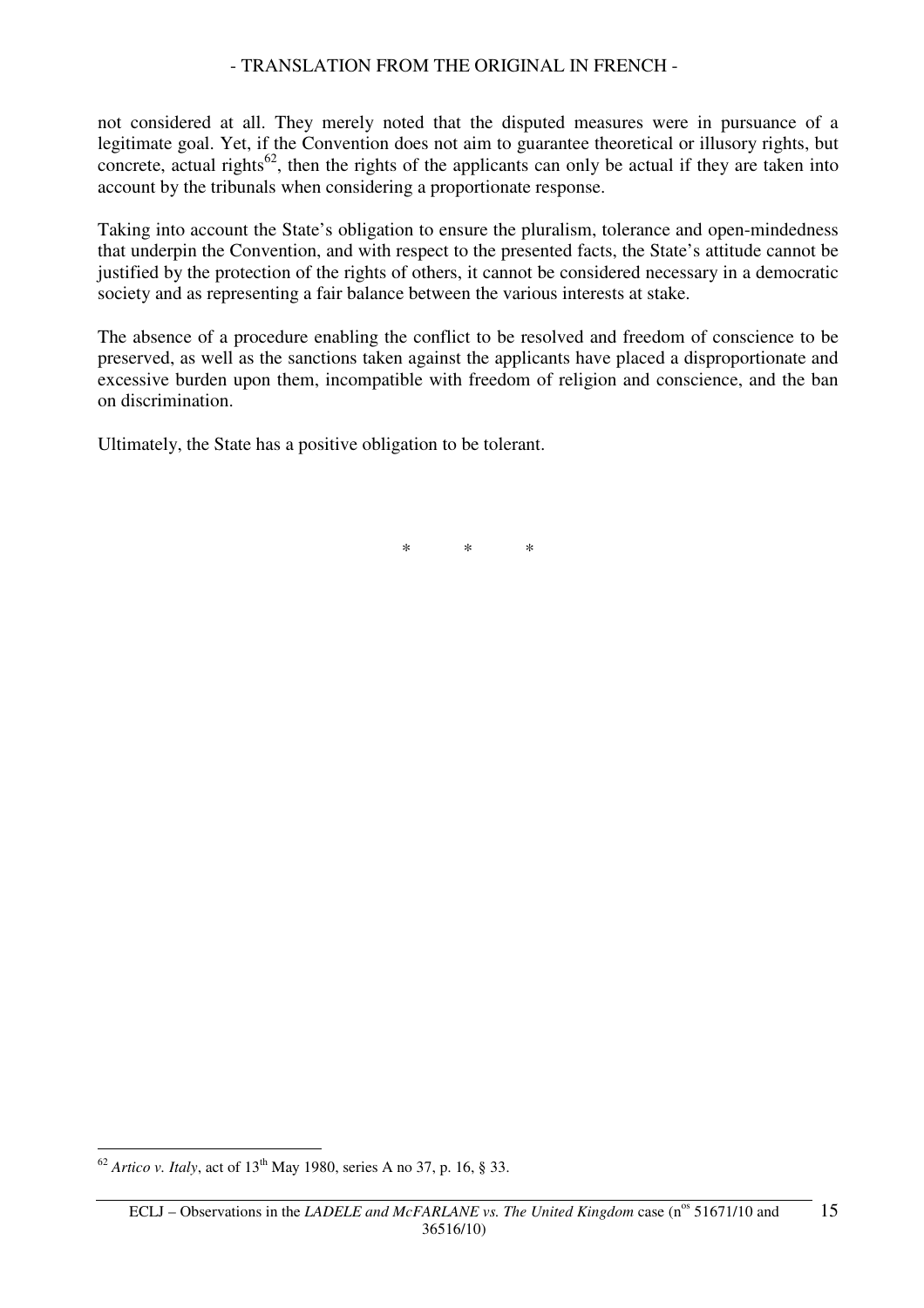not considered at all. They merely noted that the disputed measures were in pursuance of a legitimate goal. Yet, if the Convention does not aim to guarantee theoretical or illusory rights, but concrete, actual rights[62], then the rights of the applicants can only be actual if they are taken into account by the tribunals when considering a proportionate response.

Taking into account the State's obligation to ensure the pluralism, tolerance and open-mindedness that underpin the Convention, and with respect to the presented facts, the State's attitude cannot be justified by the protection of the rights of others, it cannot be considered necessary in a democratic society and as representing a fair balance between the various interests at stake.

The absence of a procedure enabling the conflict to be resolved and freedom of conscience to be preserved, as well as the sanctions taken against the applicants have placed a disproportionate and excessive burden upon them, incompatible with freedom of religion and conscience, and the ban on discrimination.

Ultimately, the State has a positive obligation to be tolerant.

\* \* \*

---

[62] *Artico v. Italy*, act of 13th May 1980, series A no 37, p. 16, § 33.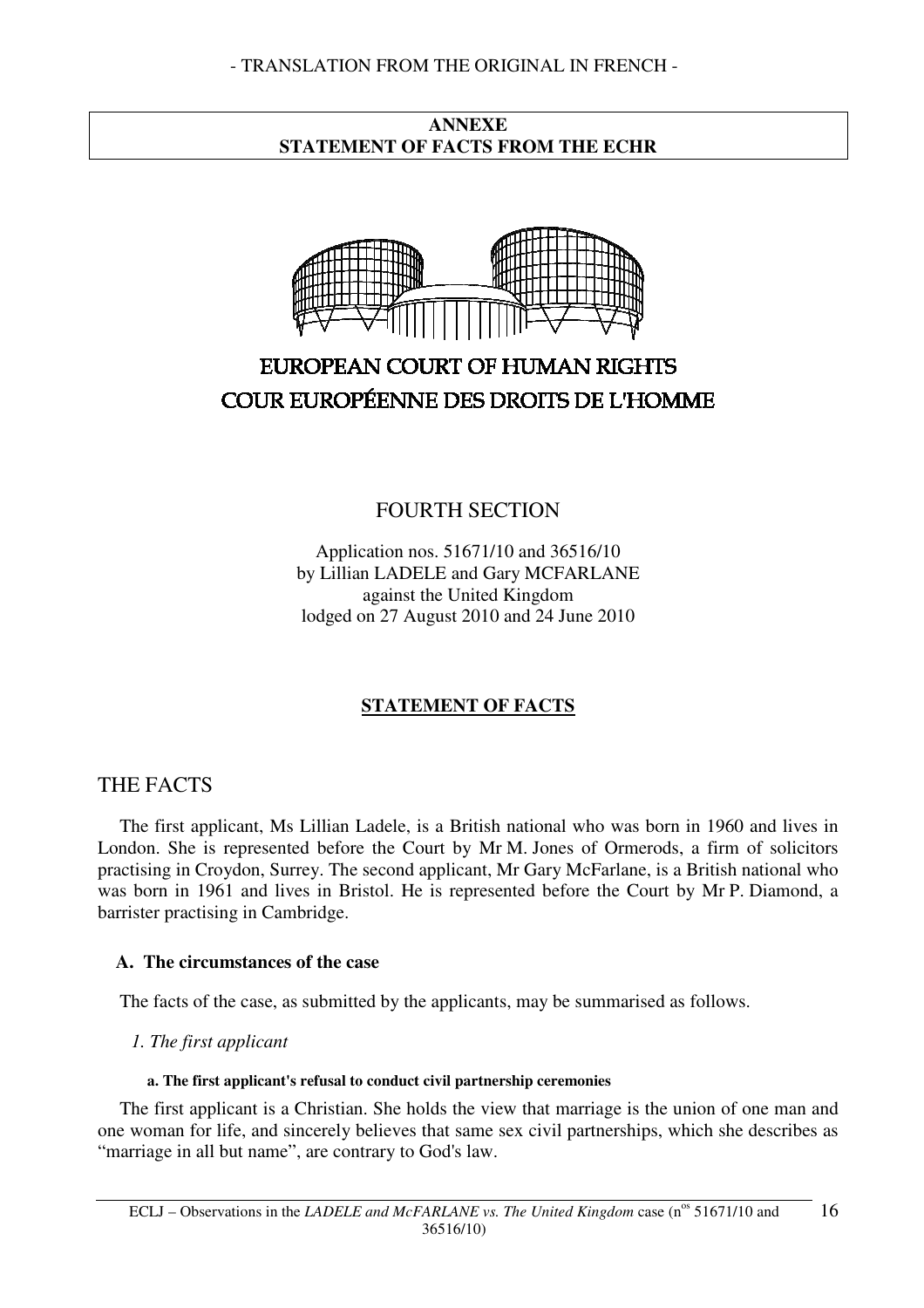- TRANSLATION FROM THE ORIGINAL IN FRENCH -

**ANNEXE**
**STATEMENT OF FACTS FROM THE ECHR**

EUROPEAN COURT OF HUMAN RIGHTS
COUR EUROPÉENNE DES DROITS DE L'HOMME

FOURTH SECTION

Application nos. 51671/10 and 36516/10
by Lillian LADELE and Gary MCFARLANE
against the United Kingdom
lodged on 27 August 2010 and 24 June 2010

## STATEMENT OF FACTS

## THE FACTS

The first applicant, Ms Lillian Ladele, is a British national who was born in 1960 and lives in London. She is represented before the Court by Mr M. Jones of Ormerods, a firm of solicitors practising in Croydon, Surrey. The second applicant, Mr Gary McFarlane, is a British national who was born in 1961 and lives in Bristol. He is represented before the Court by Mr P. Diamond, a barrister practising in Cambridge.

### A. The circumstances of the case

The facts of the case, as submitted by the applicants, may be summarised as follows.

*1. The first applicant*

**a. The first applicant's refusal to conduct civil partnership ceremonies**

The first applicant is a Christian. She holds the view that marriage is the union of one man and one woman for life, and sincerely believes that same sex civil partnerships, which she describes as "marriage in all but name", are contrary to God's law.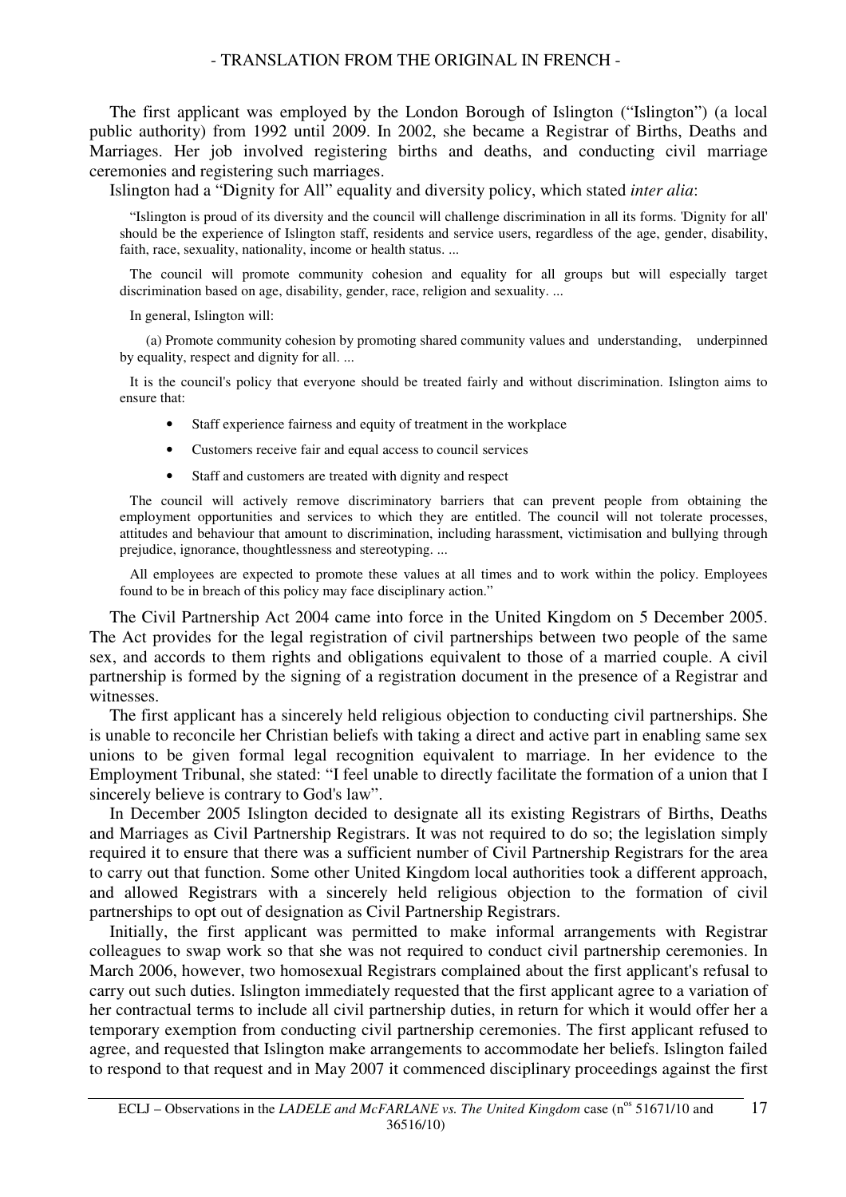- TRANSLATION FROM THE ORIGINAL IN FRENCH -

The first applicant was employed by the London Borough of Islington ("Islington") (a local public authority) from 1992 until 2009. In 2002, she became a Registrar of Births, Deaths and Marriages. Her job involved registering births and deaths, and conducting civil marriage ceremonies and registering such marriages.

Islington had a "Dignity for All" equality and diversity policy, which stated *inter alia*:

> "Islington is proud of its diversity and the council will challenge discrimination in all its forms. 'Dignity for all' should be the experience of Islington staff, residents and service users, regardless of the age, gender, disability, faith, race, sexuality, nationality, income or health status. ...
>
> The council will promote community cohesion and equality for all groups but will especially target discrimination based on age, disability, gender, race, religion and sexuality. ...
>
> In general, Islington will:
>
> (a) Promote community cohesion by promoting shared community values and understanding, underpinned by equality, respect and dignity for all. ...
>
> It is the council's policy that everyone should be treated fairly and without discrimination. Islington aims to ensure that:
>
> - Staff experience fairness and equity of treatment in the workplace
> - Customers receive fair and equal access to council services
> - Staff and customers are treated with dignity and respect
>
> The council will actively remove discriminatory barriers that can prevent people from obtaining the employment opportunities and services to which they are entitled. The council will not tolerate processes, attitudes and behaviour that amount to discrimination, including harassment, victimisation and bullying through prejudice, ignorance, thoughtlessness and stereotyping. ...
>
> All employees are expected to promote these values at all times and to work within the policy. Employees found to be in breach of this policy may face disciplinary action."

The Civil Partnership Act 2004 came into force in the United Kingdom on 5 December 2005. The Act provides for the legal registration of civil partnerships between two people of the same sex, and accords to them rights and obligations equivalent to those of a married couple. A civil partnership is formed by the signing of a registration document in the presence of a Registrar and witnesses.

The first applicant has a sincerely held religious objection to conducting civil partnerships. She is unable to reconcile her Christian beliefs with taking a direct and active part in enabling same sex unions to be given formal legal recognition equivalent to marriage. In her evidence to the Employment Tribunal, she stated: "I feel unable to directly facilitate the formation of a union that I sincerely believe is contrary to God's law".

In December 2005 Islington decided to designate all its existing Registrars of Births, Deaths and Marriages as Civil Partnership Registrars. It was not required to do so; the legislation simply required it to ensure that there was a sufficient number of Civil Partnership Registrars for the area to carry out that function. Some other United Kingdom local authorities took a different approach, and allowed Registrars with a sincerely held religious objection to the formation of civil partnerships to opt out of designation as Civil Partnership Registrars.

Initially, the first applicant was permitted to make informal arrangements with Registrar colleagues to swap work so that she was not required to conduct civil partnership ceremonies. In March 2006, however, two homosexual Registrars complained about the first applicant's refusal to carry out such duties. Islington immediately requested that the first applicant agree to a variation of her contractual terms to include all civil partnership duties, in return for which it would offer her a temporary exemption from conducting civil partnership ceremonies. The first applicant refused to agree, and requested that Islington make arrangements to accommodate her beliefs. Islington failed to respond to that request and in May 2007 it commenced disciplinary proceedings against the first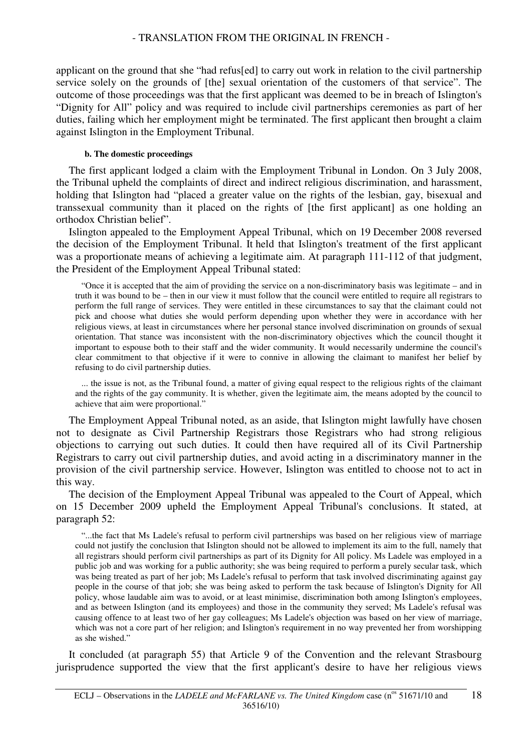applicant on the ground that she "had refus[ed] to carry out work in relation to the civil partnership service solely on the grounds of [the] sexual orientation of the customers of that service". The outcome of those proceedings was that the first applicant was deemed to be in breach of Islington's "Dignity for All" policy and was required to include civil partnerships ceremonies as part of her duties, failing which her employment might be terminated. The first applicant then brought a claim against Islington in the Employment Tribunal.

#### b. The domestic proceedings

The first applicant lodged a claim with the Employment Tribunal in London. On 3 July 2008, the Tribunal upheld the complaints of direct and indirect religious discrimination, and harassment, holding that Islington had "placed a greater value on the rights of the lesbian, gay, bisexual and transsexual community than it placed on the rights of [the first applicant] as one holding an orthodox Christian belief".

Islington appealed to the Employment Appeal Tribunal, which on 19 December 2008 reversed the decision of the Employment Tribunal. It held that Islington's treatment of the first applicant was a proportionate means of achieving a legitimate aim. At paragraph 111-112 of that judgment, the President of the Employment Appeal Tribunal stated:

> "Once it is accepted that the aim of providing the service on a non-discriminatory basis was legitimate – and in truth it was bound to be – then in our view it must follow that the council were entitled to require all registrars to perform the full range of services. They were entitled in these circumstances to say that the claimant could not pick and choose what duties she would perform depending upon whether they were in accordance with her religious views, at least in circumstances where her personal stance involved discrimination on grounds of sexual orientation. That stance was inconsistent with the non-discriminatory objectives which the council thought it important to espouse both to their staff and the wider community. It would necessarily undermine the council's clear commitment to that objective if it were to connive in allowing the claimant to manifest her belief by refusing to do civil partnership duties.
>
> ... the issue is not, as the Tribunal found, a matter of giving equal respect to the religious rights of the claimant and the rights of the gay community. It is whether, given the legitimate aim, the means adopted by the council to achieve that aim were proportional."

The Employment Appeal Tribunal noted, as an aside, that Islington might lawfully have chosen not to designate as Civil Partnership Registrars those Registrars who had strong religious objections to carrying out such duties. It could then have required all of its Civil Partnership Registrars to carry out civil partnership duties, and avoid acting in a discriminatory manner in the provision of the civil partnership service. However, Islington was entitled to choose not to act in this way.

The decision of the Employment Appeal Tribunal was appealed to the Court of Appeal, which on 15 December 2009 upheld the Employment Appeal Tribunal's conclusions. It stated, at paragraph 52:

> "...the fact that Ms Ladele's refusal to perform civil partnerships was based on her religious view of marriage could not justify the conclusion that Islington should not be allowed to implement its aim to the full, namely that all registrars should perform civil partnerships as part of its Dignity for All policy. Ms Ladele was employed in a public job and was working for a public authority; she was being required to perform a purely secular task, which was being treated as part of her job; Ms Ladele's refusal to perform that task involved discriminating against gay people in the course of that job; she was being asked to perform the task because of Islington's Dignity for All policy, whose laudable aim was to avoid, or at least minimise, discrimination both among Islington's employees, and as between Islington (and its employees) and those in the community they served; Ms Ladele's refusal was causing offence to at least two of her gay colleagues; Ms Ladele's objection was based on her view of marriage, which was not a core part of her religion; and Islington's requirement in no way prevented her from worshipping as she wished."

It concluded (at paragraph 55) that Article 9 of the Convention and the relevant Strasbourg jurisprudence supported the view that the first applicant's desire to have her religious views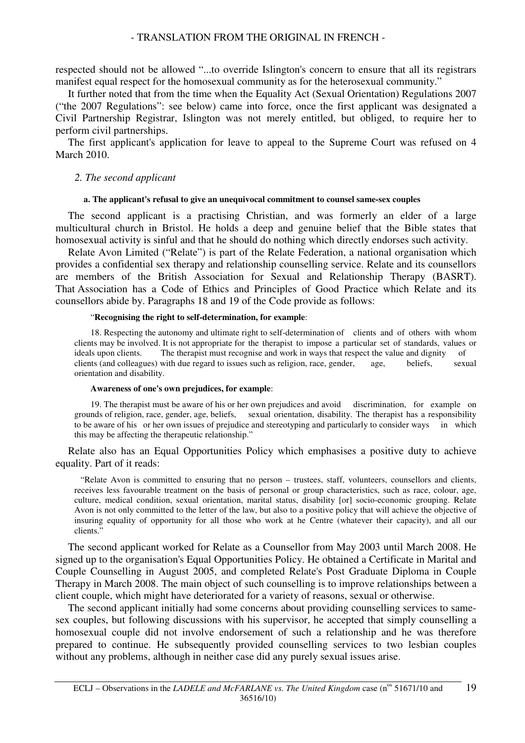respected should not be allowed "...to override Islington's concern to ensure that all its registrars manifest equal respect for the homosexual community as for the heterosexual community."

It further noted that from the time when the Equality Act (Sexual Orientation) Regulations 2007 ("the 2007 Regulations": see below) came into force, once the first applicant was designated a Civil Partnership Registrar, Islington was not merely entitled, but obliged, to require her to perform civil partnerships.

The first applicant's application for leave to appeal to the Supreme Court was refused on 4 March 2010.

*2. The second applicant*

**a. The applicant's refusal to give an unequivocal commitment to counsel same-sex couples**

The second applicant is a practising Christian, and was formerly an elder of a large multicultural church in Bristol. He holds a deep and genuine belief that the Bible states that homosexual activity is sinful and that he should do nothing which directly endorses such activity.

Relate Avon Limited ("Relate") is part of the Relate Federation, a national organisation which provides a confidential sex therapy and relationship counselling service. Relate and its counsellors are members of the British Association for Sexual and Relationship Therapy (BASRT). That Association has a Code of Ethics and Principles of Good Practice which Relate and its counsellors abide by. Paragraphs 18 and 19 of the Code provide as follows:

> "**Recognising the right to self-determination, for example**:
>
> 18. Respecting the autonomy and ultimate right to self-determination of clients and of others with whom clients may be involved. It is not appropriate for the therapist to impose a particular set of standards, values or ideals upon clients. The therapist must recognise and work in ways that respect the value and dignity of clients (and colleagues) with due regard to issues such as religion, race, gender, age, beliefs, sexual orientation and disability.
>
> **Awareness of one's own prejudices, for example**:
>
> 19. The therapist must be aware of his or her own prejudices and avoid discrimination, for example on grounds of religion, race, gender, age, beliefs, sexual orientation, disability. The therapist has a responsibility to be aware of his or her own issues of prejudice and stereotyping and particularly to consider ways in which this may be affecting the therapeutic relationship."

Relate also has an Equal Opportunities Policy which emphasises a positive duty to achieve equality. Part of it reads:

> "Relate Avon is committed to ensuring that no person – trustees, staff, volunteers, counsellors and clients, receives less favourable treatment on the basis of personal or group characteristics, such as race, colour, age, culture, medical condition, sexual orientation, marital status, disability [or] socio-economic grouping. Relate Avon is not only committed to the letter of the law, but also to a positive policy that will achieve the objective of insuring equality of opportunity for all those who work at he Centre (whatever their capacity), and all our clients."

The second applicant worked for Relate as a Counsellor from May 2003 until March 2008. He signed up to the organisation's Equal Opportunities Policy. He obtained a Certificate in Marital and Couple Counselling in August 2005, and completed Relate's Post Graduate Diploma in Couple Therapy in March 2008. The main object of such counselling is to improve relationships between a client couple, which might have deteriorated for a variety of reasons, sexual or otherwise.

The second applicant initially had some concerns about providing counselling services to same-sex couples, but following discussions with his supervisor, he accepted that simply counselling a homosexual couple did not involve endorsement of such a relationship and he was therefore prepared to continue. He subsequently provided counselling services to two lesbian couples without any problems, although in neither case did any purely sexual issues arise.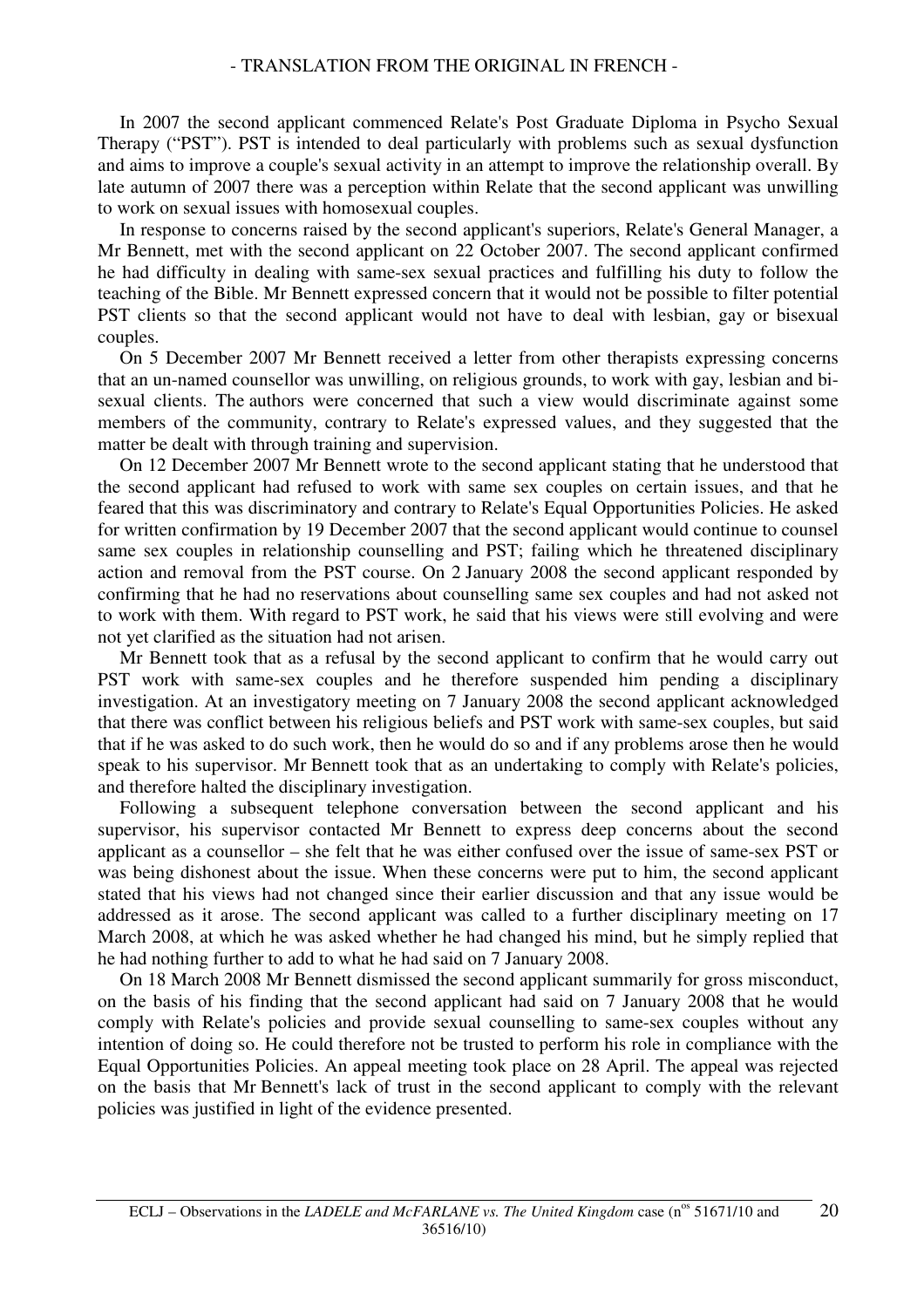In 2007 the second applicant commenced Relate's Post Graduate Diploma in Psycho Sexual Therapy ("PST"). PST is intended to deal particularly with problems such as sexual dysfunction and aims to improve a couple's sexual activity in an attempt to improve the relationship overall. By late autumn of 2007 there was a perception within Relate that the second applicant was unwilling to work on sexual issues with homosexual couples.

In response to concerns raised by the second applicant's superiors, Relate's General Manager, a Mr Bennett, met with the second applicant on 22 October 2007. The second applicant confirmed he had difficulty in dealing with same-sex sexual practices and fulfilling his duty to follow the teaching of the Bible. Mr Bennett expressed concern that it would not be possible to filter potential PST clients so that the second applicant would not have to deal with lesbian, gay or bisexual couples.

On 5 December 2007 Mr Bennett received a letter from other therapists expressing concerns that an un-named counsellor was unwilling, on religious grounds, to work with gay, lesbian and bi-sexual clients. The authors were concerned that such a view would discriminate against some members of the community, contrary to Relate's expressed values, and they suggested that the matter be dealt with through training and supervision.

On 12 December 2007 Mr Bennett wrote to the second applicant stating that he understood that the second applicant had refused to work with same sex couples on certain issues, and that he feared that this was discriminatory and contrary to Relate's Equal Opportunities Policies. He asked for written confirmation by 19 December 2007 that the second applicant would continue to counsel same sex couples in relationship counselling and PST; failing which he threatened disciplinary action and removal from the PST course. On 2 January 2008 the second applicant responded by confirming that he had no reservations about counselling same sex couples and had not asked not to work with them. With regard to PST work, he said that his views were still evolving and were not yet clarified as the situation had not arisen.

Mr Bennett took that as a refusal by the second applicant to confirm that he would carry out PST work with same-sex couples and he therefore suspended him pending a disciplinary investigation. At an investigatory meeting on 7 January 2008 the second applicant acknowledged that there was conflict between his religious beliefs and PST work with same-sex couples, but said that if he was asked to do such work, then he would do so and if any problems arose then he would speak to his supervisor. Mr Bennett took that as an undertaking to comply with Relate's policies, and therefore halted the disciplinary investigation.

Following a subsequent telephone conversation between the second applicant and his supervisor, his supervisor contacted Mr Bennett to express deep concerns about the second applicant as a counsellor – she felt that he was either confused over the issue of same-sex PST or was being dishonest about the issue. When these concerns were put to him, the second applicant stated that his views had not changed since their earlier discussion and that any issue would be addressed as it arose. The second applicant was called to a further disciplinary meeting on 17 March 2008, at which he was asked whether he had changed his mind, but he simply replied that he had nothing further to add to what he had said on 7 January 2008.

On 18 March 2008 Mr Bennett dismissed the second applicant summarily for gross misconduct, on the basis of his finding that the second applicant had said on 7 January 2008 that he would comply with Relate's policies and provide sexual counselling to same-sex couples without any intention of doing so. He could therefore not be trusted to perform his role in compliance with the Equal Opportunities Policies. An appeal meeting took place on 28 April. The appeal was rejected on the basis that Mr Bennett's lack of trust in the second applicant to comply with the relevant policies was justified in light of the evidence presented.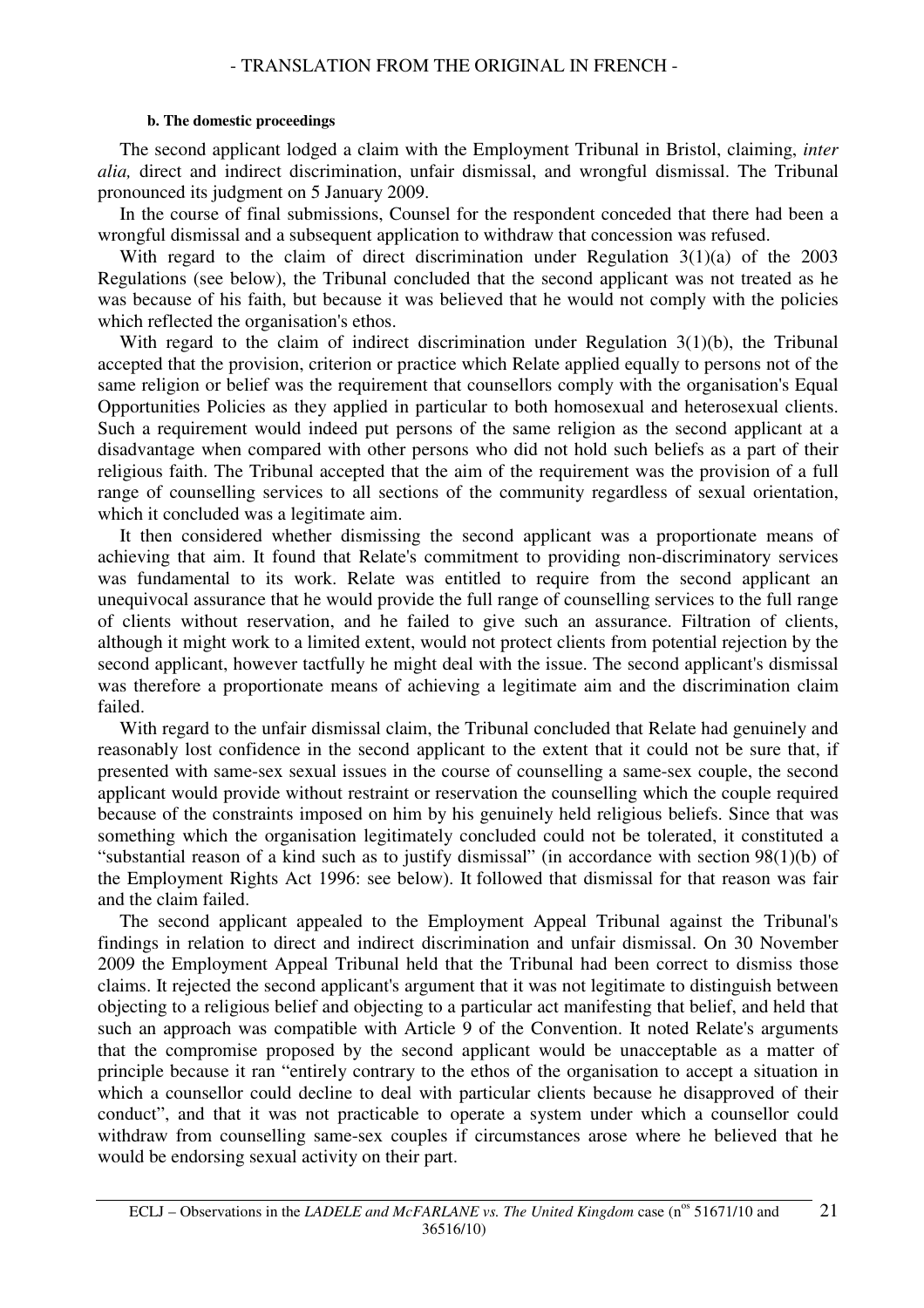#### b. The domestic proceedings

The second applicant lodged a claim with the Employment Tribunal in Bristol, claiming, *inter alia,* direct and indirect discrimination, unfair dismissal, and wrongful dismissal. The Tribunal pronounced its judgment on 5 January 2009.

In the course of final submissions, Counsel for the respondent conceded that there had been a wrongful dismissal and a subsequent application to withdraw that concession was refused.

With regard to the claim of direct discrimination under Regulation 3(1)(a) of the 2003 Regulations (see below), the Tribunal concluded that the second applicant was not treated as he was because of his faith, but because it was believed that he would not comply with the policies which reflected the organisation's ethos.

With regard to the claim of indirect discrimination under Regulation 3(1)(b), the Tribunal accepted that the provision, criterion or practice which Relate applied equally to persons not of the same religion or belief was the requirement that counsellors comply with the organisation's Equal Opportunities Policies as they applied in particular to both homosexual and heterosexual clients. Such a requirement would indeed put persons of the same religion as the second applicant at a disadvantage when compared with other persons who did not hold such beliefs as a part of their religious faith. The Tribunal accepted that the aim of the requirement was the provision of a full range of counselling services to all sections of the community regardless of sexual orientation, which it concluded was a legitimate aim.

It then considered whether dismissing the second applicant was a proportionate means of achieving that aim. It found that Relate's commitment to providing non-discriminatory services was fundamental to its work. Relate was entitled to require from the second applicant an unequivocal assurance that he would provide the full range of counselling services to the full range of clients without reservation, and he failed to give such an assurance. Filtration of clients, although it might work to a limited extent, would not protect clients from potential rejection by the second applicant, however tactfully he might deal with the issue. The second applicant's dismissal was therefore a proportionate means of achieving a legitimate aim and the discrimination claim failed.

With regard to the unfair dismissal claim, the Tribunal concluded that Relate had genuinely and reasonably lost confidence in the second applicant to the extent that it could not be sure that, if presented with same-sex sexual issues in the course of counselling a same-sex couple, the second applicant would provide without restraint or reservation the counselling which the couple required because of the constraints imposed on him by his genuinely held religious beliefs. Since that was something which the organisation legitimately concluded could not be tolerated, it constituted a "substantial reason of a kind such as to justify dismissal" (in accordance with section 98(1)(b) of the Employment Rights Act 1996: see below). It followed that dismissal for that reason was fair and the claim failed.

The second applicant appealed to the Employment Appeal Tribunal against the Tribunal's findings in relation to direct and indirect discrimination and unfair dismissal. On 30 November 2009 the Employment Appeal Tribunal held that the Tribunal had been correct to dismiss those claims. It rejected the second applicant's argument that it was not legitimate to distinguish between objecting to a religious belief and objecting to a particular act manifesting that belief, and held that such an approach was compatible with Article 9 of the Convention. It noted Relate's arguments that the compromise proposed by the second applicant would be unacceptable as a matter of principle because it ran "entirely contrary to the ethos of the organisation to accept a situation in which a counsellor could decline to deal with particular clients because he disapproved of their conduct", and that it was not practicable to operate a system under which a counsellor could withdraw from counselling same-sex couples if circumstances arose where he believed that he would be endorsing sexual activity on their part.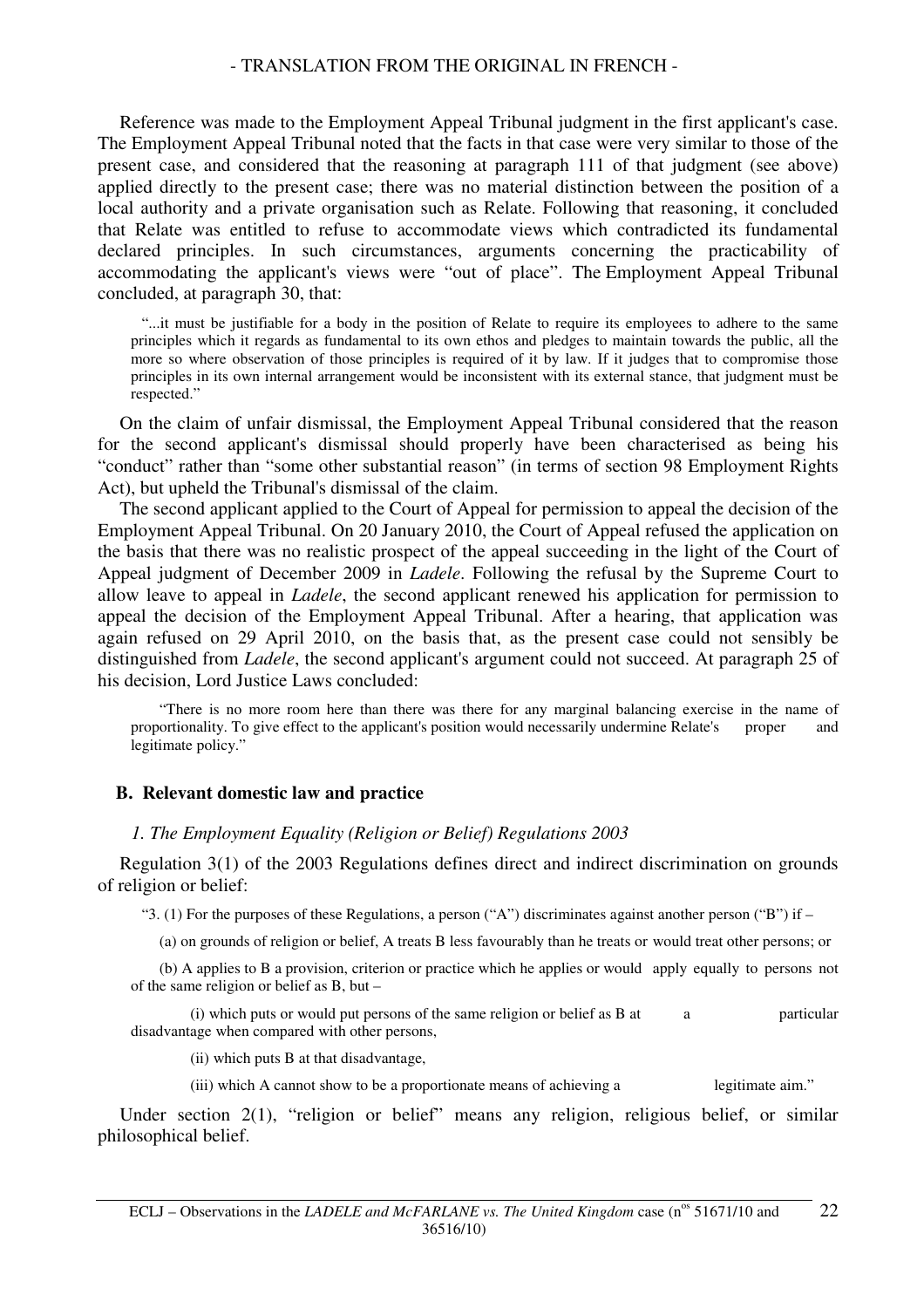Reference was made to the Employment Appeal Tribunal judgment in the first applicant's case. The Employment Appeal Tribunal noted that the facts in that case were very similar to those of the present case, and considered that the reasoning at paragraph 111 of that judgment (see above) applied directly to the present case; there was no material distinction between the position of a local authority and a private organisation such as Relate. Following that reasoning, it concluded that Relate was entitled to refuse to accommodate views which contradicted its fundamental declared principles. In such circumstances, arguments concerning the practicability of accommodating the applicant's views were "out of place". The Employment Appeal Tribunal concluded, at paragraph 30, that:

> "...it must be justifiable for a body in the position of Relate to require its employees to adhere to the same principles which it regards as fundamental to its own ethos and pledges to maintain towards the public, all the more so where observation of those principles is required of it by law. If it judges that to compromise those principles in its own internal arrangement would be inconsistent with its external stance, that judgment must be respected."

On the claim of unfair dismissal, the Employment Appeal Tribunal considered that the reason for the second applicant's dismissal should properly have been characterised as being his "conduct" rather than "some other substantial reason" (in terms of section 98 Employment Rights Act), but upheld the Tribunal's dismissal of the claim.

The second applicant applied to the Court of Appeal for permission to appeal the decision of the Employment Appeal Tribunal. On 20 January 2010, the Court of Appeal refused the application on the basis that there was no realistic prospect of the appeal succeeding in the light of the Court of Appeal judgment of December 2009 in *Ladele*. Following the refusal by the Supreme Court to allow leave to appeal in *Ladele*, the second applicant renewed his application for permission to appeal the decision of the Employment Appeal Tribunal. After a hearing, that application was again refused on 29 April 2010, on the basis that, as the present case could not sensibly be distinguished from *Ladele*, the second applicant's argument could not succeed. At paragraph 25 of his decision, Lord Justice Laws concluded:

> "There is no more room here than there was there for any marginal balancing exercise in the name of proportionality. To give effect to the applicant's position would necessarily undermine Relate's proper and legitimate policy."

## B. Relevant domestic law and practice

### *1. The Employment Equality (Religion or Belief) Regulations 2003*

Regulation 3(1) of the 2003 Regulations defines direct and indirect discrimination on grounds of religion or belief:

> "3. (1) For the purposes of these Regulations, a person ("A") discriminates against another person ("B") if –
>
> (a) on grounds of religion or belief, A treats B less favourably than he treats or would treat other persons; or
>
> (b) A applies to B a provision, criterion or practice which he applies or would apply equally to persons not of the same religion or belief as B, but –
>
> (i) which puts or would put persons of the same religion or belief as B at a particular disadvantage when compared with other persons,
>
> (ii) which puts B at that disadvantage,
>
> (iii) which A cannot show to be a proportionate means of achieving a legitimate aim."

Under section 2(1), "religion or belief" means any religion, religious belief, or similar philosophical belief.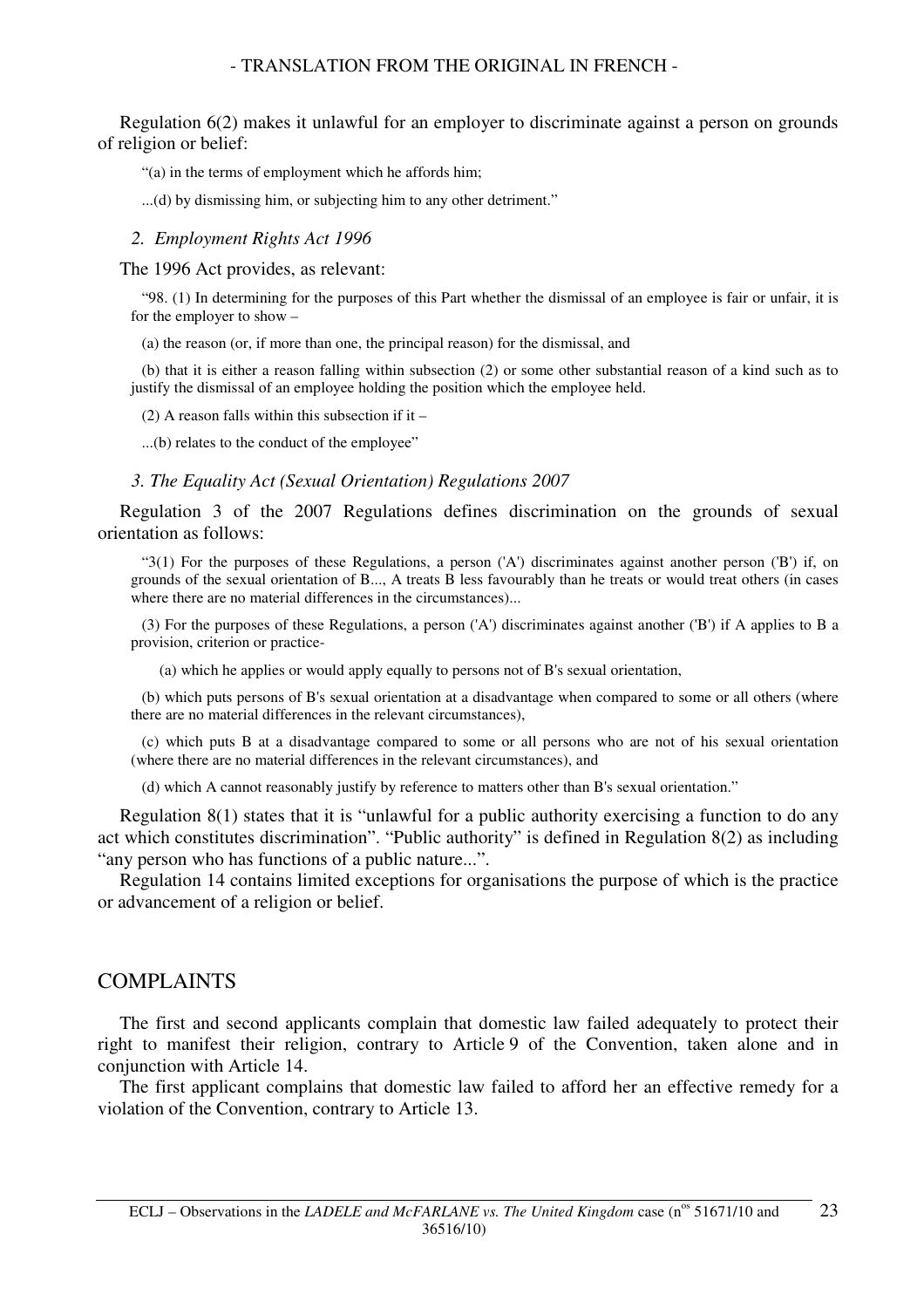Regulation 6(2) makes it unlawful for an employer to discriminate against a person on grounds of religion or belief:

> "(a) in the terms of employment which he affords him;
>
> ...(d) by dismissing him, or subjecting him to any other detriment."

### *2. Employment Rights Act 1996*

The 1996 Act provides, as relevant:

> "98. (1) In determining for the purposes of this Part whether the dismissal of an employee is fair or unfair, it is for the employer to show –
>
> (a) the reason (or, if more than one, the principal reason) for the dismissal, and
>
> (b) that it is either a reason falling within subsection (2) or some other substantial reason of a kind such as to justify the dismissal of an employee holding the position which the employee held.
>
> (2) A reason falls within this subsection if it –
>
> ...(b) relates to the conduct of the employee"

### *3. The Equality Act (Sexual Orientation) Regulations 2007*

Regulation 3 of the 2007 Regulations defines discrimination on the grounds of sexual orientation as follows:

> "3(1) For the purposes of these Regulations, a person ('A') discriminates against another person ('B') if, on grounds of the sexual orientation of B..., A treats B less favourably than he treats or would treat others (in cases where there are no material differences in the circumstances)...
>
> (3) For the purposes of these Regulations, a person ('A') discriminates against another ('B') if A applies to B a provision, criterion or practice-
>
> (a) which he applies or would apply equally to persons not of B's sexual orientation,
>
> (b) which puts persons of B's sexual orientation at a disadvantage when compared to some or all others (where there are no material differences in the relevant circumstances),
>
> (c) which puts B at a disadvantage compared to some or all persons who are not of his sexual orientation (where there are no material differences in the relevant circumstances), and
>
> (d) which A cannot reasonably justify by reference to matters other than B's sexual orientation."

Regulation 8(1) states that it is "unlawful for a public authority exercising a function to do any act which constitutes discrimination". "Public authority" is defined in Regulation 8(2) as including "any person who has functions of a public nature...".

Regulation 14 contains limited exceptions for organisations the purpose of which is the practice or advancement of a religion or belief.

## COMPLAINTS

The first and second applicants complain that domestic law failed adequately to protect their right to manifest their religion, contrary to Article 9 of the Convention, taken alone and in conjunction with Article 14.

The first applicant complains that domestic law failed to afford her an effective remedy for a violation of the Convention, contrary to Article 13.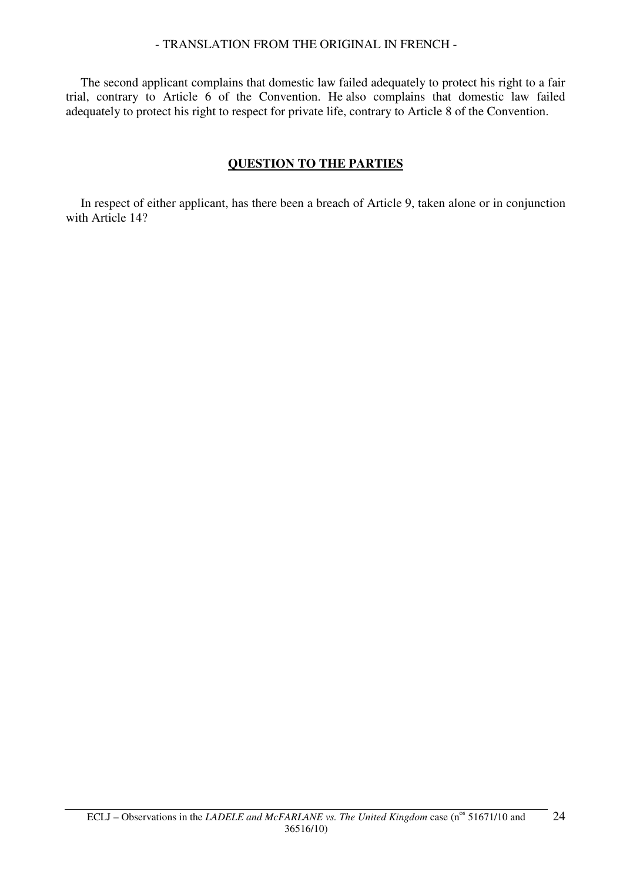The second applicant complains that domestic law failed adequately to protect his right to a fair trial, contrary to Article 6 of the Convention. He also complains that domestic law failed adequately to protect his right to respect for private life, contrary to Article 8 of the Convention.

## QUESTION TO THE PARTIES

In respect of either applicant, has there been a breach of Article 9, taken alone or in conjunction with Article 14?